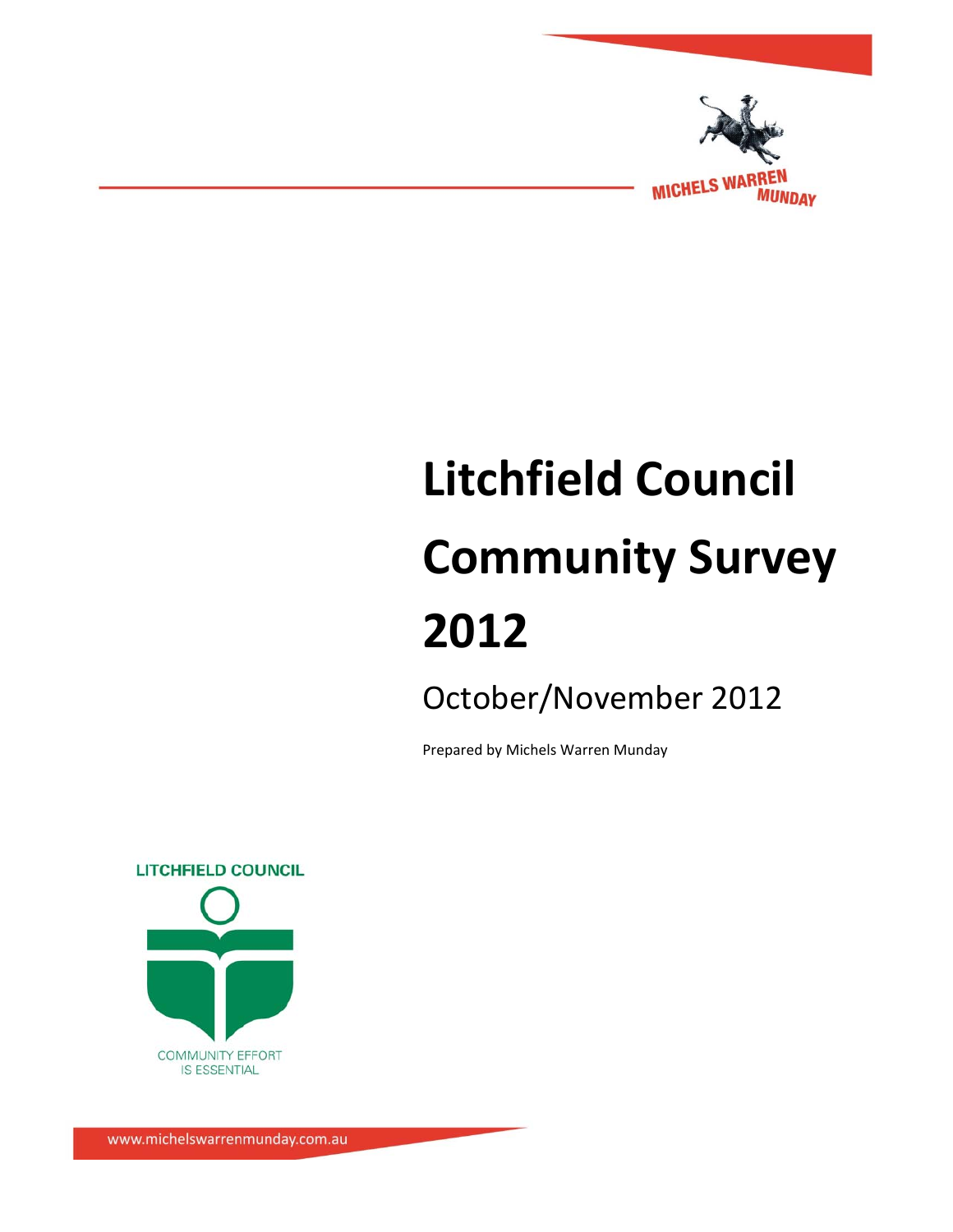MICHELS WARREN MUNDAY

# Litchfield Council Community Survey 2012

## October/November 2012

Prepared by Michels Warren Munday

LITCHFIELD COUNCIL

COMMUNITY EFFORT IS ESSENTIAL

www.michelswarrenmunday.com.au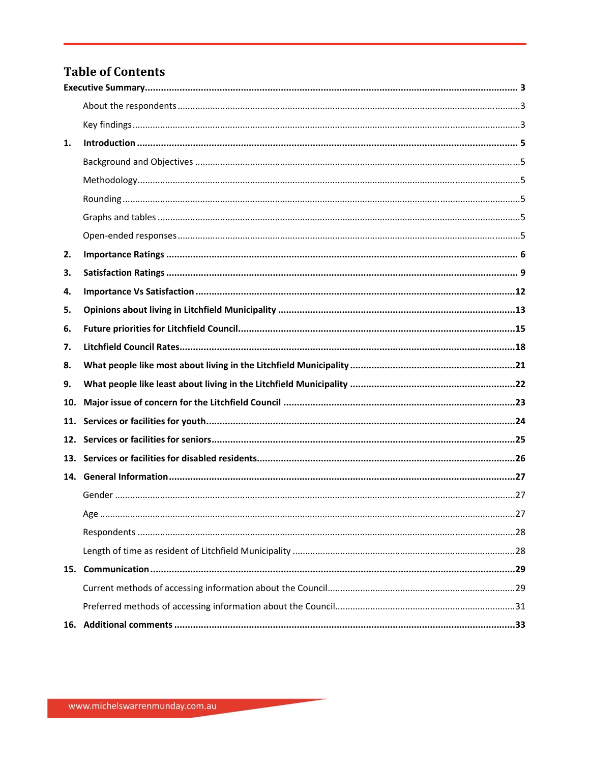# Table of Contents

**Executive Summary** ..... **3**

- About the respondents ..... 3
- Key findings ..... 3

**1. Introduction** ..... **5**

- Background and Objectives ..... 5
- Methodology ..... 5
- Rounding ..... 5
- Graphs and tables ..... 5
- Open-ended responses ..... 5

**2. Importance Ratings** ..... **6**

**3. Satisfaction Ratings** ..... **9**

**4. Importance Vs Satisfaction** ..... **12**

**5. Opinions about living in Litchfield Municipality** ..... **13**

**6. Future priorities for Litchfield Council** ..... **15**

**7. Litchfield Council Rates** ..... **18**

**8. What people like most about living in the Litchfield Municipality** ..... **21**

**9. What people like least about living in the Litchfield Municipality** ..... **22**

**10. Major issue of concern for the Litchfield Council** ..... **23**

**11. Services or facilities for youth** ..... **24**

**12. Services or facilities for seniors** ..... **25**

**13. Services or facilities for disabled residents** ..... **26**

**14. General Information** ..... **27**

- Gender ..... 27
- Age ..... 27
- Respondents ..... 28
- Length of time as resident of Litchfield Municipality ..... 28

**15. Communication** ..... **29**

- Current methods of accessing information about the Council ..... 29
- Preferred methods of accessing information about the Council ..... 31

**16. Additional comments** ..... **33**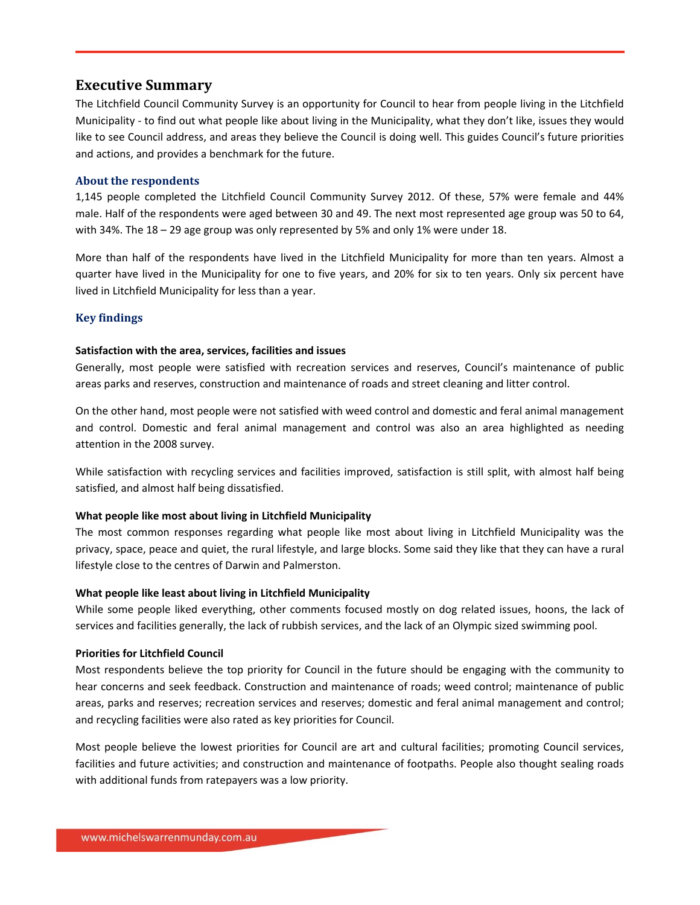# Executive Summary

The Litchfield Council Community Survey is an opportunity for Council to hear from people living in the Litchfield Municipality - to find out what people like about living in the Municipality, what they don't like, issues they would like to see Council address, and areas they believe the Council is doing well. This guides Council's future priorities and actions, and provides a benchmark for the future.

## About the respondents

1,145 people completed the Litchfield Council Community Survey 2012. Of these, 57% were female and 44% male. Half of the respondents were aged between 30 and 49. The next most represented age group was 50 to 64, with 34%. The 18 – 29 age group was only represented by 5% and only 1% were under 18.

More than half of the respondents have lived in the Litchfield Municipality for more than ten years. Almost a quarter have lived in the Municipality for one to five years, and 20% for six to ten years. Only six percent have lived in Litchfield Municipality for less than a year.

## Key findings

**Satisfaction with the area, services, facilities and issues**

Generally, most people were satisfied with recreation services and reserves, Council's maintenance of public areas parks and reserves, construction and maintenance of roads and street cleaning and litter control.

On the other hand, most people were not satisfied with weed control and domestic and feral animal management and control. Domestic and feral animal management and control was also an area highlighted as needing attention in the 2008 survey.

While satisfaction with recycling services and facilities improved, satisfaction is still split, with almost half being satisfied, and almost half being dissatisfied.

**What people like most about living in Litchfield Municipality**

The most common responses regarding what people like most about living in Litchfield Municipality was the privacy, space, peace and quiet, the rural lifestyle, and large blocks. Some said they like that they can have a rural lifestyle close to the centres of Darwin and Palmerston.

**What people like least about living in Litchfield Municipality**

While some people liked everything, other comments focused mostly on dog related issues, hoons, the lack of services and facilities generally, the lack of rubbish services, and the lack of an Olympic sized swimming pool.

**Priorities for Litchfield Council**

Most respondents believe the top priority for Council in the future should be engaging with the community to hear concerns and seek feedback. Construction and maintenance of roads; weed control; maintenance of public areas, parks and reserves; recreation services and reserves; domestic and feral animal management and control; and recycling facilities were also rated as key priorities for Council.

Most people believe the lowest priorities for Council are art and cultural facilities; promoting Council services, facilities and future activities; and construction and maintenance of footpaths. People also thought sealing roads with additional funds from ratepayers was a low priority.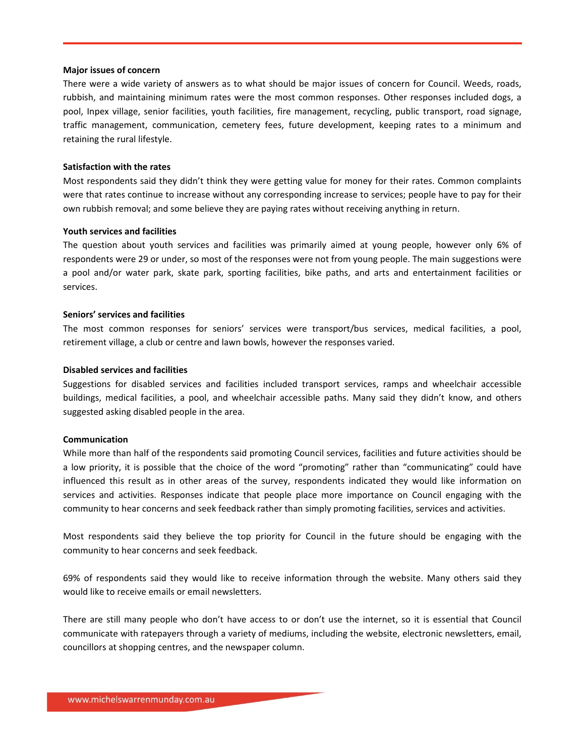**Major issues of concern**

There were a wide variety of answers as to what should be major issues of concern for Council. Weeds, roads, rubbish, and maintaining minimum rates were the most common responses. Other responses included dogs, a pool, Inpex village, senior facilities, youth facilities, fire management, recycling, public transport, road signage, traffic management, communication, cemetery fees, future development, keeping rates to a minimum and retaining the rural lifestyle.

**Satisfaction with the rates**

Most respondents said they didn't think they were getting value for money for their rates. Common complaints were that rates continue to increase without any corresponding increase to services; people have to pay for their own rubbish removal; and some believe they are paying rates without receiving anything in return.

**Youth services and facilities**

The question about youth services and facilities was primarily aimed at young people, however only 6% of respondents were 29 or under, so most of the responses were not from young people. The main suggestions were a pool and/or water park, skate park, sporting facilities, bike paths, and arts and entertainment facilities or services.

**Seniors' services and facilities**

The most common responses for seniors' services were transport/bus services, medical facilities, a pool, retirement village, a club or centre and lawn bowls, however the responses varied.

**Disabled services and facilities**

Suggestions for disabled services and facilities included transport services, ramps and wheelchair accessible buildings, medical facilities, a pool, and wheelchair accessible paths. Many said they didn't know, and others suggested asking disabled people in the area.

**Communication**

While more than half of the respondents said promoting Council services, facilities and future activities should be a low priority, it is possible that the choice of the word "promoting" rather than "communicating" could have influenced this result as in other areas of the survey, respondents indicated they would like information on services and activities. Responses indicate that people place more importance on Council engaging with the community to hear concerns and seek feedback rather than simply promoting facilities, services and activities.

Most respondents said they believe the top priority for Council in the future should be engaging with the community to hear concerns and seek feedback.

69% of respondents said they would like to receive information through the website. Many others said they would like to receive emails or email newsletters.

There are still many people who don't have access to or don't use the internet, so it is essential that Council communicate with ratepayers through a variety of mediums, including the website, electronic newsletters, email, councillors at shopping centres, and the newspaper column.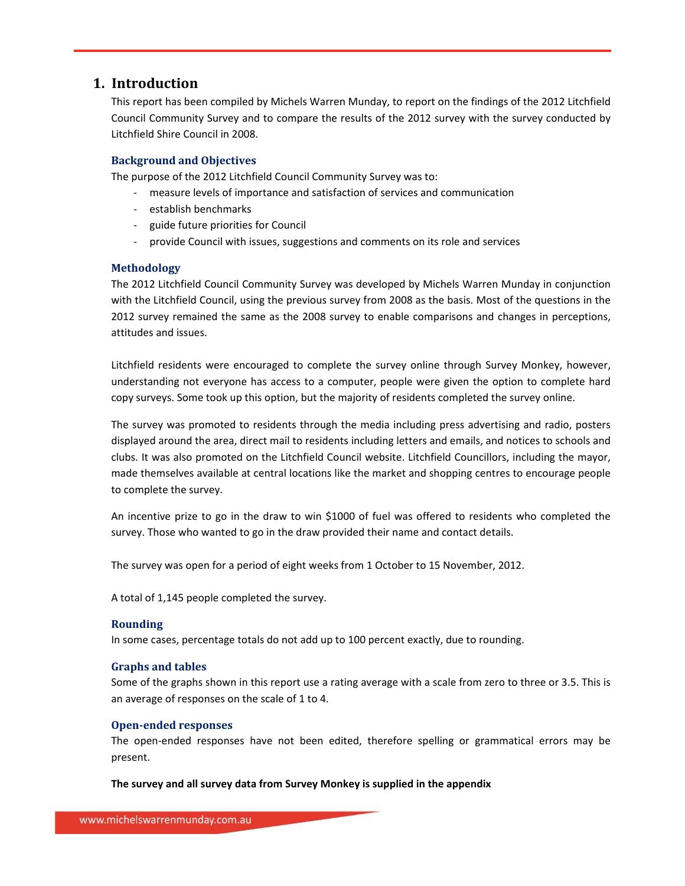# 1. Introduction

This report has been compiled by Michels Warren Munday, to report on the findings of the 2012 Litchfield Council Community Survey and to compare the results of the 2012 survey with the survey conducted by Litchfield Shire Council in 2008.

### Background and Objectives

The purpose of the 2012 Litchfield Council Community Survey was to:

- measure levels of importance and satisfaction of services and communication
- establish benchmarks
- guide future priorities for Council
- provide Council with issues, suggestions and comments on its role and services

### Methodology

The 2012 Litchfield Council Community Survey was developed by Michels Warren Munday in conjunction with the Litchfield Council, using the previous survey from 2008 as the basis. Most of the questions in the 2012 survey remained the same as the 2008 survey to enable comparisons and changes in perceptions, attitudes and issues.

Litchfield residents were encouraged to complete the survey online through Survey Monkey, however, understanding not everyone has access to a computer, people were given the option to complete hard copy surveys. Some took up this option, but the majority of residents completed the survey online.

The survey was promoted to residents through the media including press advertising and radio, posters displayed around the area, direct mail to residents including letters and emails, and notices to schools and clubs. It was also promoted on the Litchfield Council website. Litchfield Councillors, including the mayor, made themselves available at central locations like the market and shopping centres to encourage people to complete the survey.

An incentive prize to go in the draw to win $1000 of fuel was offered to residents who completed the survey. Those who wanted to go in the draw provided their name and contact details.

The survey was open for a period of eight weeks from 1 October to 15 November, 2012.

A total of 1,145 people completed the survey.

### Rounding

In some cases, percentage totals do not add up to 100 percent exactly, due to rounding.

### Graphs and tables

Some of the graphs shown in this report use a rating average with a scale from zero to three or 3.5. This is an average of responses on the scale of 1 to 4.

### Open-ended responses

The open-ended responses have not been edited, therefore spelling or grammatical errors may be present.

**The survey and all survey data from Survey Monkey is supplied in the appendix**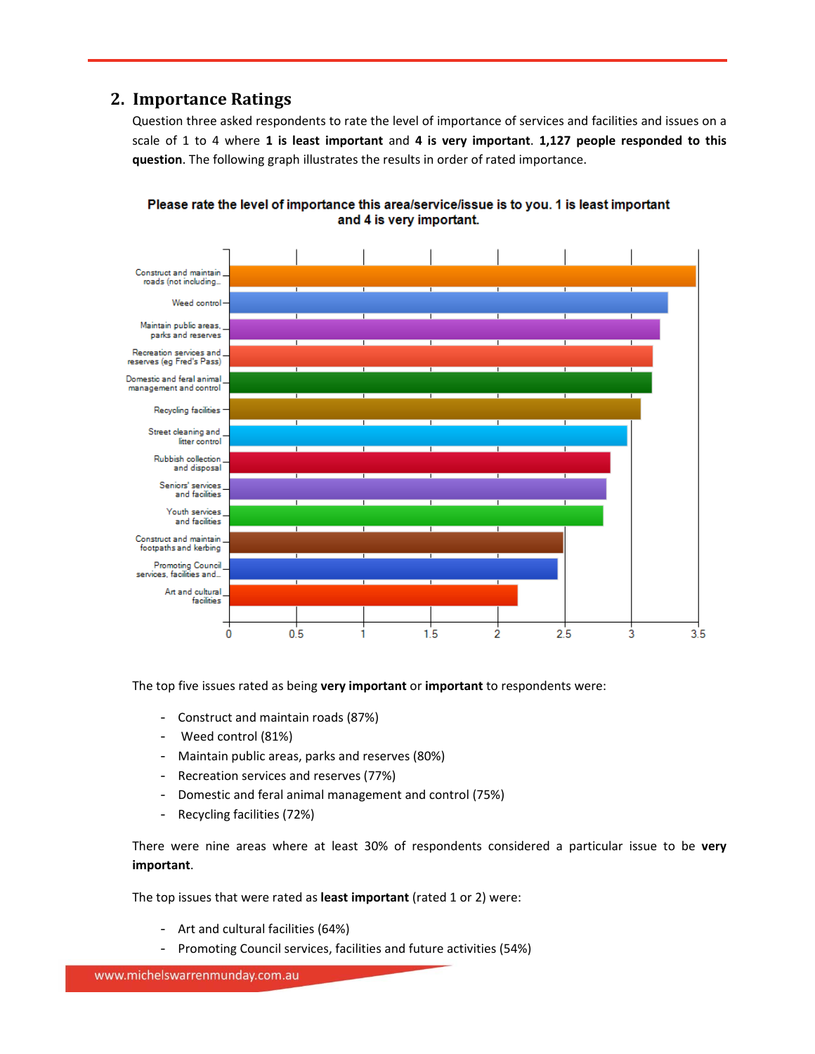## 2. Importance Ratings

Question three asked respondents to rate the level of importance of services and facilities and issues on a scale of 1 to 4 where **1 is least important** and **4 is very important**. **1,127 people responded to this question**. The following graph illustrates the results in order of rated importance.

**Please rate the level of importance this area/service/issue is to you. 1 is least important and 4 is very important.**

| Area/service/issue | Rating (approx.) |
|---|---|
| Construct and maintain roads (not including... | 3.48 |
| Weed control | 3.27 |
| Maintain public areas, parks and reserves | 3.21 |
| Recreation services and reserves (eg Fred's Pass) | 3.16 |
| Domestic and feral animal management and control | 3.15 |
| Recycling facilities | 3.07 |
| Street cleaning and litter control | 2.97 |
| Rubbish collection and disposal | 2.84 |
| Seniors' services and facilities | 2.81 |
| Youth services and facilities | 2.79 |
| Construct and maintain footpaths and kerbing | 2.49 |
| Promoting Council services, facilities and... | 2.45 |
| Art and cultural facilities | 2.15 |

The top five issues rated as being **very important** or **important** to respondents were:

- Construct and maintain roads (87%)
- Weed control (81%)
- Maintain public areas, parks and reserves (80%)
- Recreation services and reserves (77%)
- Domestic and feral animal management and control (75%)
- Recycling facilities (72%)

There were nine areas where at least 30% of respondents considered a particular issue to be **very important**.

The top issues that were rated as **least important** (rated 1 or 2) were:

- Art and cultural facilities (64%)
- Promoting Council services, facilities and future activities (54%)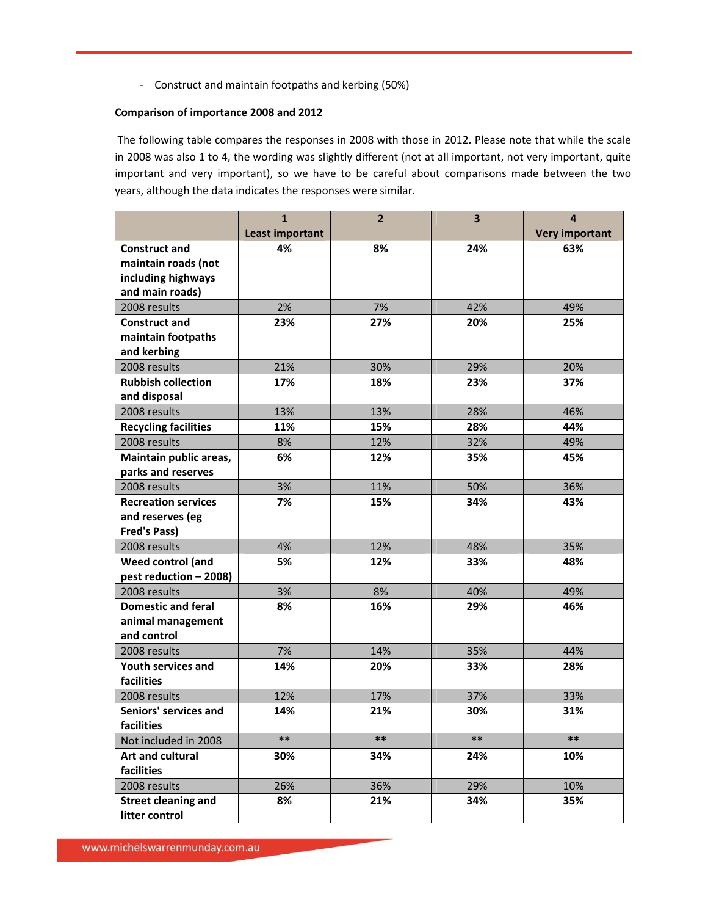- Construct and maintain footpaths and kerbing (50%)

**Comparison of importance 2008 and 2012**

The following table compares the responses in 2008 with those in 2012. Please note that while the scale in 2008 was also 1 to 4, the wording was slightly different (not at all important, not very important, quite important and very important), so we have to be careful about comparisons made between the two years, although the data indicates the responses were similar.

| | 1 Least important | 2 | 3 | 4 Very important |
|---|---|---|---|---|
| **Construct and maintain roads (not including highways and main roads)** | **4%** | **8%** | **24%** | **63%** |
| 2008 results | 2% | 7% | 42% | 49% |
| **Construct and maintain footpaths and kerbing** | **23%** | **27%** | **20%** | **25%** |
| 2008 results | 21% | 30% | 29% | 20% |
| **Rubbish collection and disposal** | **17%** | **18%** | **23%** | **37%** |
| 2008 results | 13% | 13% | 28% | 46% |
| **Recycling facilities** | **11%** | **15%** | **28%** | **44%** |
| 2008 results | 8% | 12% | 32% | 49% |
| **Maintain public areas, parks and reserves** | **6%** | **12%** | **35%** | **45%** |
| 2008 results | 3% | 11% | 50% | 36% |
| **Recreation services and reserves (eg Fred's Pass)** | **7%** | **15%** | **34%** | **43%** |
| 2008 results | 4% | 12% | 48% | 35% |
| **Weed control (and pest reduction – 2008)** | **5%** | **12%** | **33%** | **48%** |
| 2008 results | 3% | 8% | 40% | 49% |
| **Domestic and feral animal management and control** | **8%** | **16%** | **29%** | **46%** |
| 2008 results | 7% | 14% | 35% | 44% |
| **Youth services and facilities** | **14%** | **20%** | **33%** | **28%** |
| 2008 results | 12% | 17% | 37% | 33% |
| **Seniors' services and facilities** | **14%** | **21%** | **30%** | **31%** |
| Not included in 2008 | ** | ** | ** | ** |
| **Art and cultural facilities** | **30%** | **34%** | **24%** | **10%** |
| 2008 results | 26% | 36% | 29% | 10% |
| **Street cleaning and litter control** | **8%** | **21%** | **34%** | **35%** |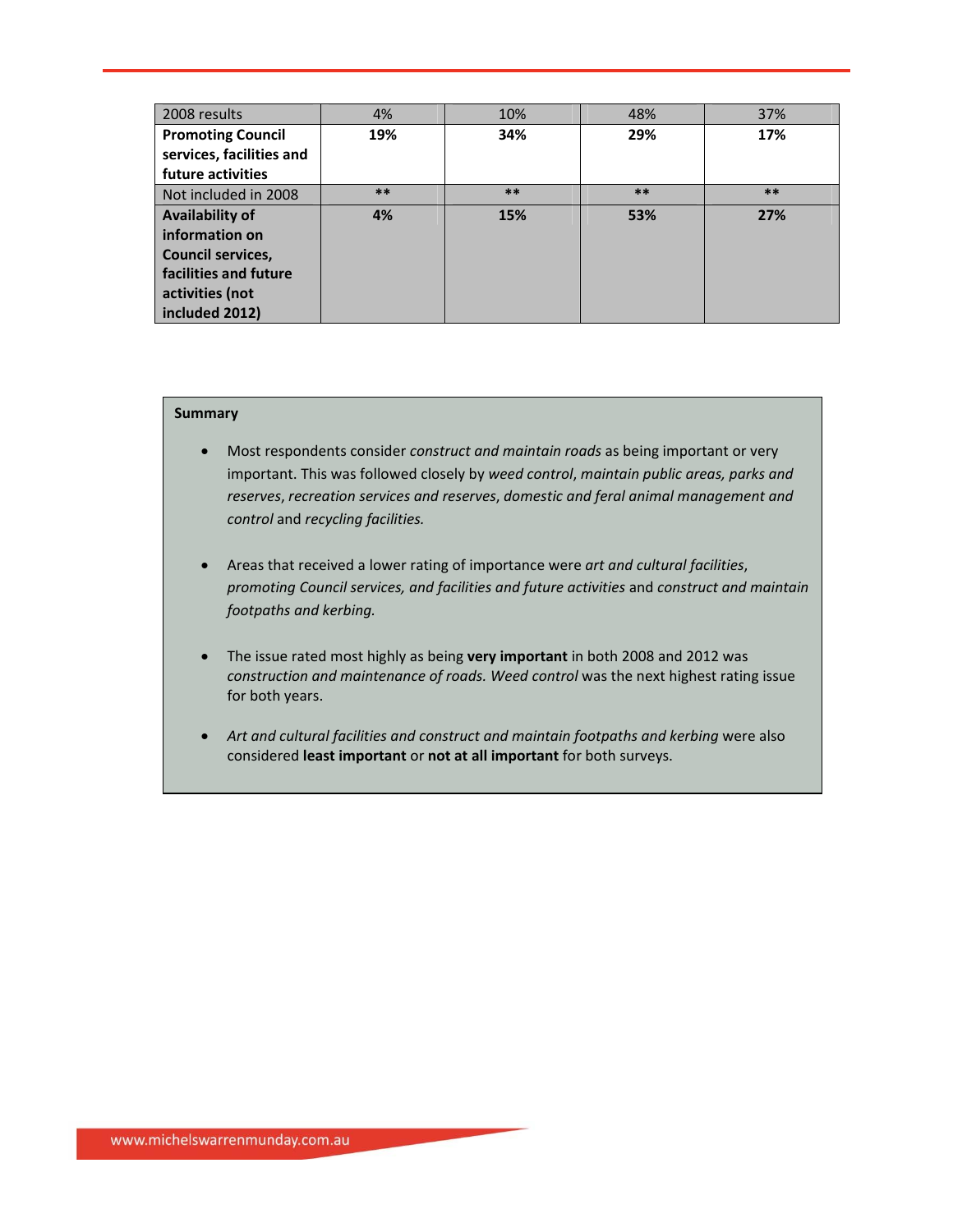| 2008 results | 4% | 10% | 48% | 37% |
|---|---|---|---|---|
| **Promoting Council services, facilities and future activities** | **19%** | **34%** | **29%** | **17%** |
| Not included in 2008 | ** | ** | ** | ** |
| **Availability of information on Council services, facilities and future activities (not included 2012)** | **4%** | **15%** | **53%** | **27%** |

**Summary**

- Most respondents consider *construct and maintain roads* as being important or very important. This was followed closely by *weed control*, *maintain public areas, parks and reserves*, *recreation services and reserves*, *domestic and feral animal management and control* and *recycling facilities.*

- Areas that received a lower rating of importance were *art and cultural facilities*, *promoting Council services, and facilities and future activities* and *construct and maintain footpaths and kerbing.*

- The issue rated most highly as being **very important** in both 2008 and 2012 was *construction and maintenance of roads. Weed control* was the next highest rating issue for both years.

- *Art and cultural facilities and construct and maintain footpaths and kerbing* were also considered **least important** or **not at all important** for both surveys.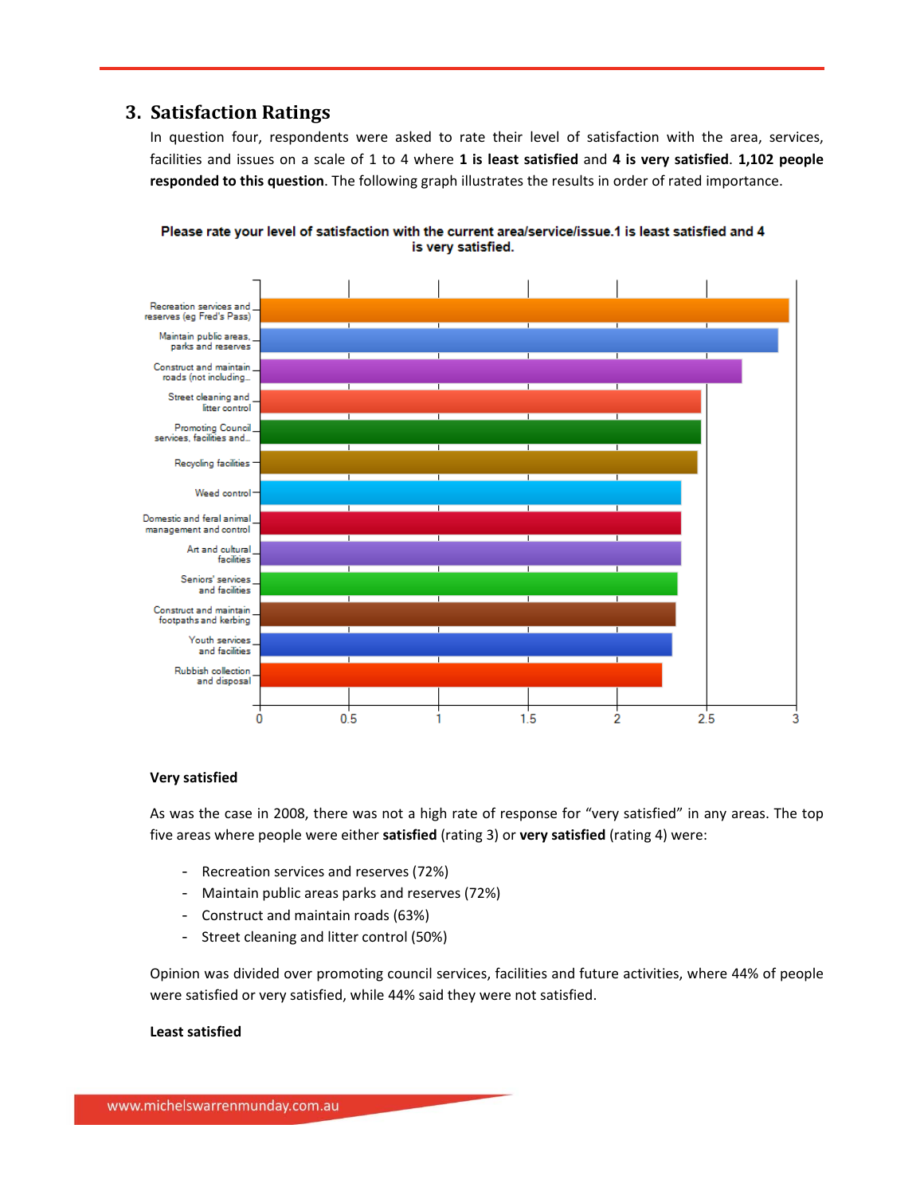## 3. Satisfaction Ratings

In question four, respondents were asked to rate their level of satisfaction with the area, services, facilities and issues on a scale of 1 to 4 where **1 is least satisfied** and **4 is very satisfied**. **1,102 people responded to this question**. The following graph illustrates the results in order of rated importance.

**Please rate your level of satisfaction with the current area/service/issue.1 is least satisfied and 4 is very satisfied.**

| Area/service/issue | Approximate rating (read from chart) |
|---|---|
| Recreation services and reserves (eg Fred's Pass) | 2.95 |
| Maintain public areas, parks and reserves | 2.9 |
| Construct and maintain roads (not including... | 2.7 |
| Street cleaning and litter control | 2.47 |
| Promoting Council services, facilities and... | 2.47 |
| Recycling facilities | 2.45 |
| Weed control | 2.36 |
| Domestic and feral animal management and control | 2.36 |
| Art and cultural facilities | 2.36 |
| Seniors' services and facilities | 2.34 |
| Construct and maintain footpaths and kerbing | 2.33 |
| Youth services and facilities | 2.31 |
| Rubbish collection and disposal | 2.25 |

### Very satisfied

As was the case in 2008, there was not a high rate of response for "very satisfied" in any areas. The top five areas where people were either **satisfied** (rating 3) or **very satisfied** (rating 4) were:

- Recreation services and reserves (72%)
- Maintain public areas parks and reserves (72%)
- Construct and maintain roads (63%)
- Street cleaning and litter control (50%)

Opinion was divided over promoting council services, facilities and future activities, where 44% of people were satisfied or very satisfied, while 44% said they were not satisfied.

### Least satisfied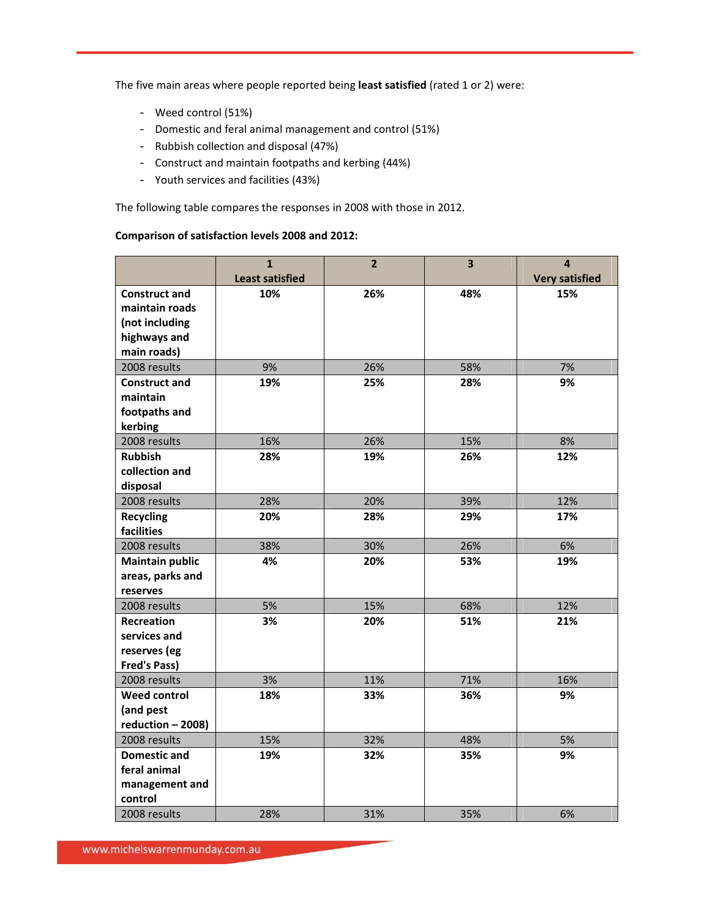The five main areas where people reported being **least satisfied** (rated 1 or 2) were:

- Weed control (51%)
- Domestic and feral animal management and control (51%)
- Rubbish collection and disposal (47%)
- Construct and maintain footpaths and kerbing (44%)
- Youth services and facilities (43%)

The following table compares the responses in 2008 with those in 2012.

**Comparison of satisfaction levels 2008 and 2012:**

| | 1 Least satisfied | 2 | 3 | 4 Very satisfied |
|---|---|---|---|---|
| **Construct and maintain roads (not including highways and main roads)** | **10%** | **26%** | **48%** | **15%** |
| 2008 results | 9% | 26% | 58% | 7% |
| **Construct and maintain footpaths and kerbing** | **19%** | **25%** | **28%** | **9%** |
| 2008 results | 16% | 26% | 15% | 8% |
| **Rubbish collection and disposal** | **28%** | **19%** | **26%** | **12%** |
| 2008 results | 28% | 20% | 39% | 12% |
| **Recycling facilities** | **20%** | **28%** | **29%** | **17%** |
| 2008 results | 38% | 30% | 26% | 6% |
| **Maintain public areas, parks and reserves** | **4%** | **20%** | **53%** | **19%** |
| 2008 results | 5% | 15% | 68% | 12% |
| **Recreation services and reserves (eg Fred's Pass)** | **3%** | **20%** | **51%** | **21%** |
| 2008 results | 3% | 11% | 71% | 16% |
| **Weed control (and pest reduction – 2008)** | **18%** | **33%** | **36%** | **9%** |
| 2008 results | 15% | 32% | 48% | 5% |
| **Domestic and feral animal management and control** | **19%** | **32%** | **35%** | **9%** |
| 2008 results | 28% | 31% | 35% | 6% |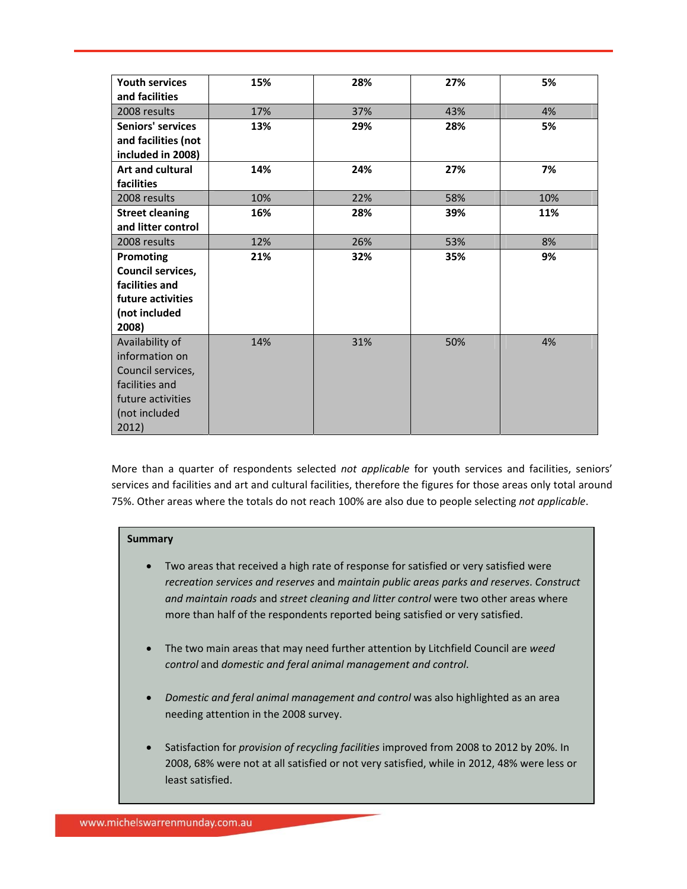| | | | | |
|---|---|---|---|---|
| **Youth services and facilities** | **15%** | **28%** | **27%** | **5%** |
| 2008 results | 17% | 37% | 43% | 4% |
| **Seniors' services and facilities (not included in 2008)** | **13%** | **29%** | **28%** | **5%** |
| **Art and cultural facilities** | **14%** | **24%** | **27%** | **7%** |
| 2008 results | 10% | 22% | 58% | 10% |
| **Street cleaning and litter control** | **16%** | **28%** | **39%** | **11%** |
| 2008 results | 12% | 26% | 53% | 8% |
| **Promoting Council services, facilities and future activities (not included 2008)** | **21%** | **32%** | **35%** | **9%** |
| Availability of information on Council services, facilities and future activities (not included 2012) | 14% | 31% | 50% | 4% |

More than a quarter of respondents selected *not applicable* for youth services and facilities, seniors' services and facilities and art and cultural facilities, therefore the figures for those areas only total around 75%. Other areas where the totals do not reach 100% are also due to people selecting *not applicable*.

**Summary**

- Two areas that received a high rate of response for satisfied or very satisfied were *recreation services and reserves* and *maintain public areas parks and reserves*. *Construct and maintain roads* and *street cleaning and litter control* were two other areas where more than half of the respondents reported being satisfied or very satisfied.

- The two main areas that may need further attention by Litchfield Council are *weed control* and *domestic and feral animal management and control*.

- *Domestic and feral animal management and control* was also highlighted as an area needing attention in the 2008 survey.

- Satisfaction for *provision of recycling facilities* improved from 2008 to 2012 by 20%. In 2008, 68% were not at all satisfied or not very satisfied, while in 2012, 48% were less or least satisfied.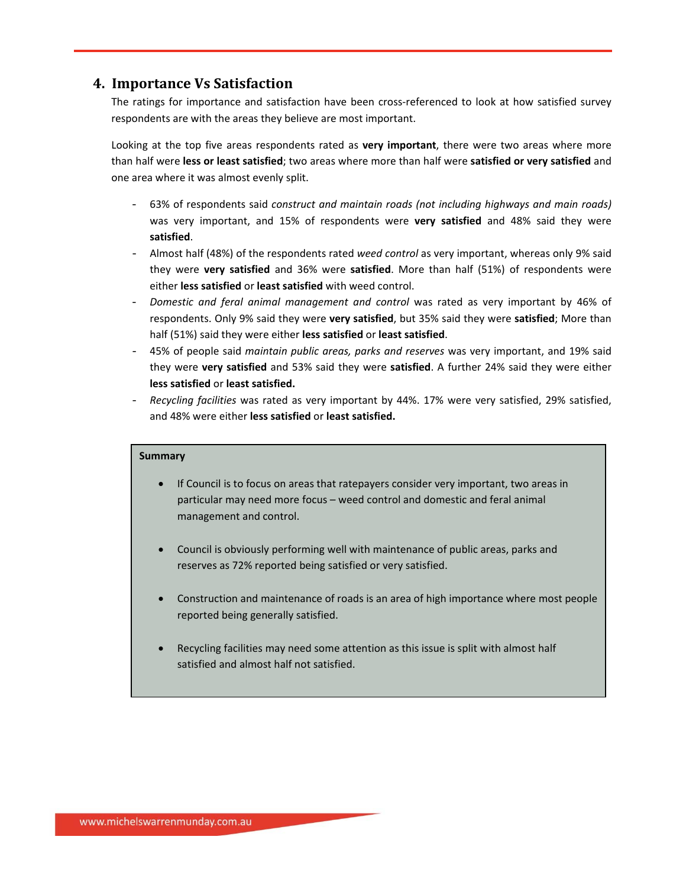## 4. Importance Vs Satisfaction

The ratings for importance and satisfaction have been cross-referenced to look at how satisfied survey respondents are with the areas they believe are most important.

Looking at the top five areas respondents rated as **very important**, there were two areas where more than half were **less or least satisfied**; two areas where more than half were **satisfied or very satisfied** and one area where it was almost evenly split.

- 63% of respondents said *construct and maintain roads (not including highways and main roads)* was very important, and 15% of respondents were **very satisfied** and 48% said they were **satisfied**.
- Almost half (48%) of the respondents rated *weed control* as very important, whereas only 9% said they were **very satisfied** and 36% were **satisfied**. More than half (51%) of respondents were either **less satisfied** or **least satisfied** with weed control.
- *Domestic and feral animal management and control* was rated as very important by 46% of respondents. Only 9% said they were **very satisfied**, but 35% said they were **satisfied**; More than half (51%) said they were either **less satisfied** or **least satisfied**.
- 45% of people said *maintain public areas, parks and reserves* was very important, and 19% said they were **very satisfied** and 53% said they were **satisfied**. A further 24% said they were either **less satisfied** or **least satisfied.**
- *Recycling facilities* was rated as very important by 44%. 17% were very satisfied, 29% satisfied, and 48% were either **less satisfied** or **least satisfied.**

**Summary**

- If Council is to focus on areas that ratepayers consider very important, two areas in particular may need more focus – weed control and domestic and feral animal management and control.
- Council is obviously performing well with maintenance of public areas, parks and reserves as 72% reported being satisfied or very satisfied.
- Construction and maintenance of roads is an area of high importance where most people reported being generally satisfied.
- Recycling facilities may need some attention as this issue is split with almost half satisfied and almost half not satisfied.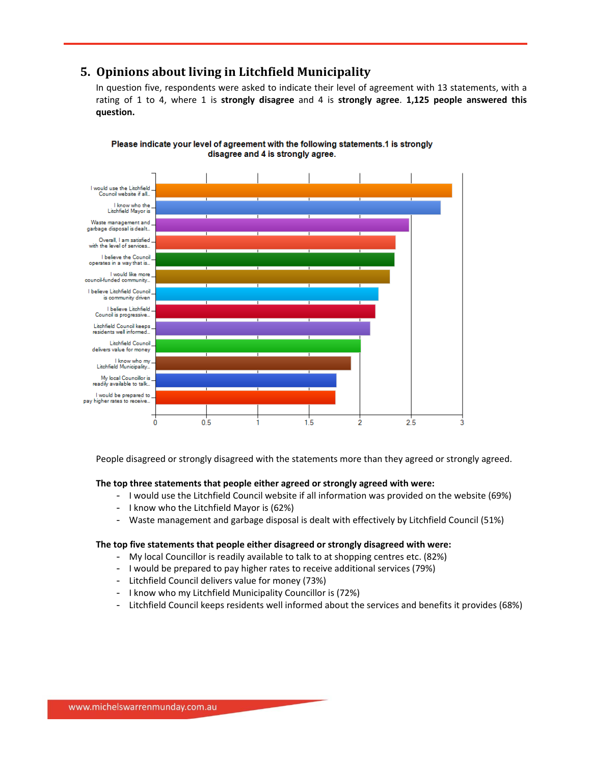## 5. Opinions about living in Litchfield Municipality

In question five, respondents were asked to indicate their level of agreement with 13 statements, with a rating of 1 to 4, where 1 is **strongly disagree** and 4 is **strongly agree**. **1,125 people answered this question.**

People disagreed or strongly disagreed with the statements more than they agreed or strongly agreed.

**The top three statements that people either agreed or strongly agreed with were:**

- I would use the Litchfield Council website if all information was provided on the website (69%)
- I know who the Litchfield Mayor is (62%)
- Waste management and garbage disposal is dealt with effectively by Litchfield Council (51%)

**The top five statements that people either disagreed or strongly disagreed with were:**

- My local Councillor is readily available to talk to at shopping centres etc. (82%)
- I would be prepared to pay higher rates to receive additional services (79%)
- Litchfield Council delivers value for money (73%)
- I know who my Litchfield Municipality Councillor is (72%)
- Litchfield Council keeps residents well informed about the services and benefits it provides (68%)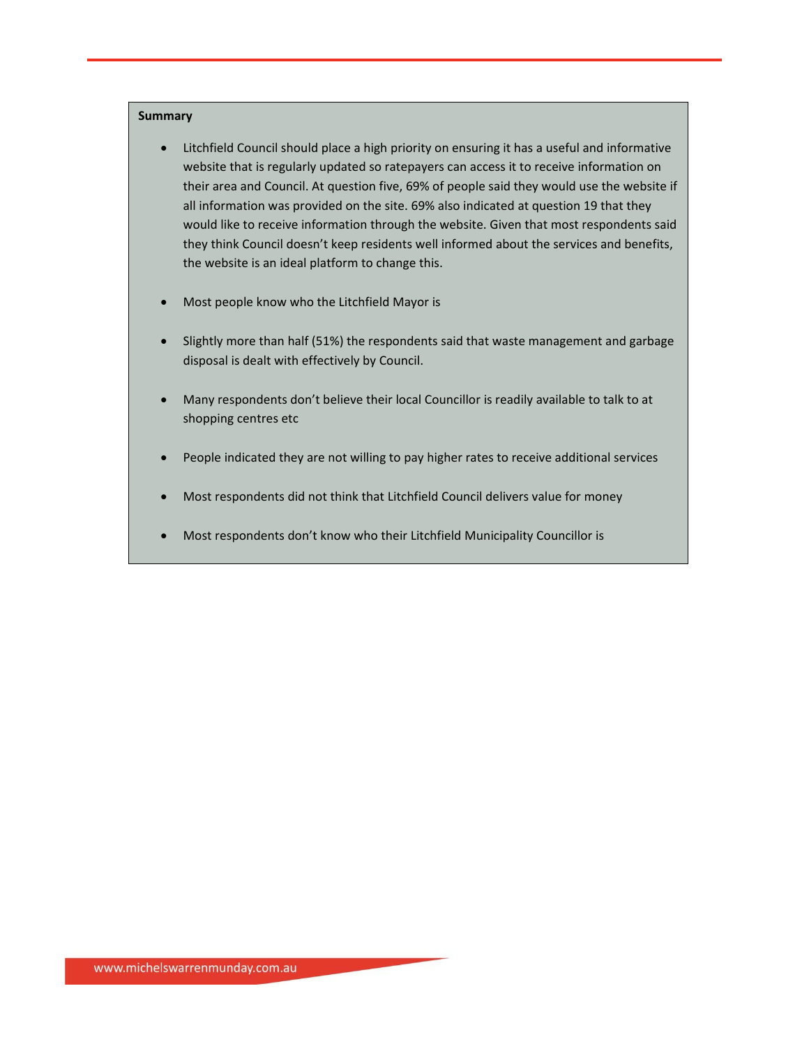**Summary**

- Litchfield Council should place a high priority on ensuring it has a useful and informative website that is regularly updated so ratepayers can access it to receive information on their area and Council. At question five, 69% of people said they would use the website if all information was provided on the site. 69% also indicated at question 19 that they would like to receive information through the website. Given that most respondents said they think Council doesn't keep residents well informed about the services and benefits, the website is an ideal platform to change this.

- Most people know who the Litchfield Mayor is

- Slightly more than half (51%) the respondents said that waste management and garbage disposal is dealt with effectively by Council.

- Many respondents don't believe their local Councillor is readily available to talk to at shopping centres etc

- People indicated they are not willing to pay higher rates to receive additional services

- Most respondents did not think that Litchfield Council delivers value for money

- Most respondents don't know who their Litchfield Municipality Councillor is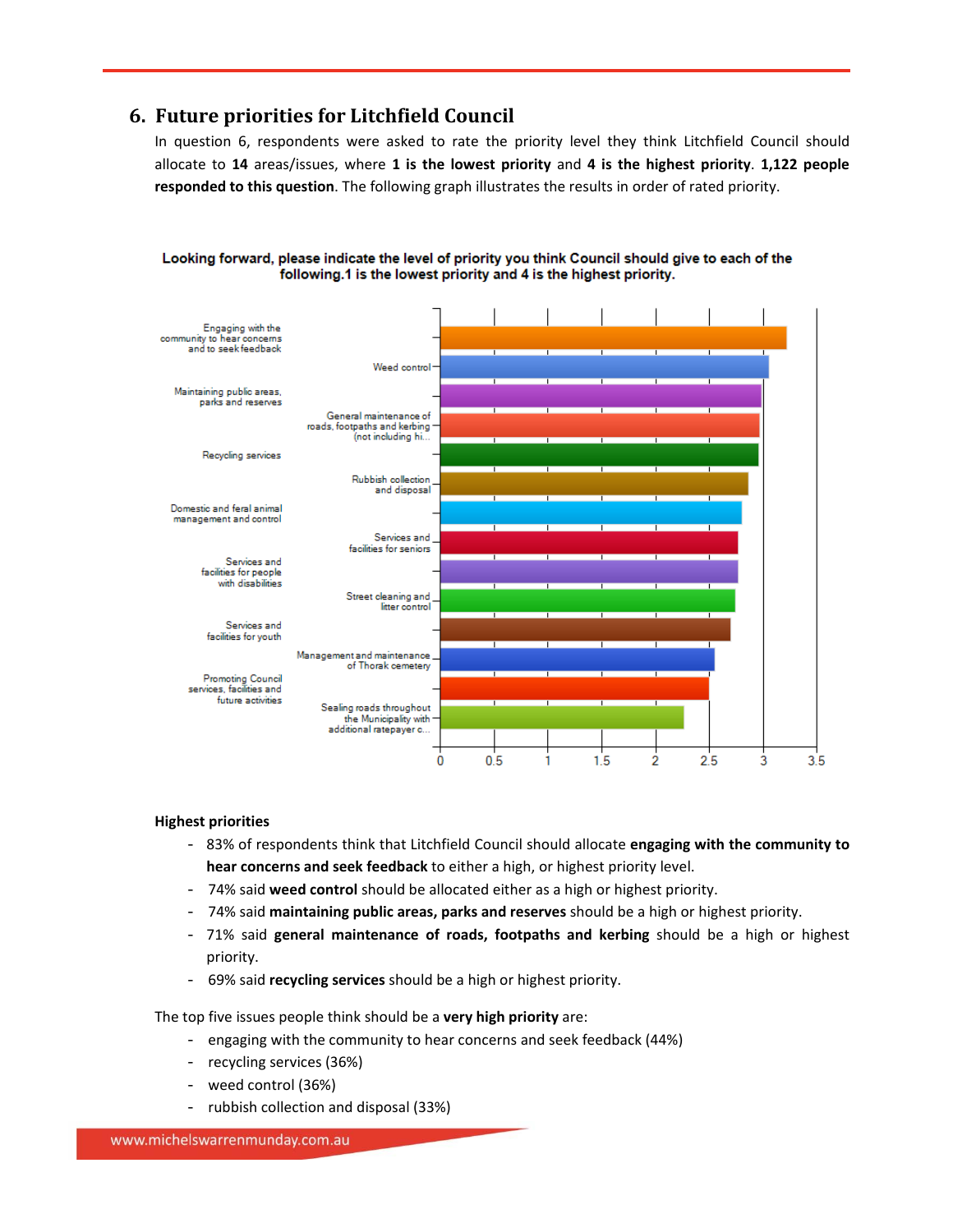## 6. Future priorities for Litchfield Council

In question 6, respondents were asked to rate the priority level they think Litchfield Council should allocate to **14** areas/issues, where **1 is the lowest priority** and **4 is the highest priority**. **1,122 people responded to this question**. The following graph illustrates the results in order of rated priority.

**Looking forward, please indicate the level of priority you think Council should give to each of the following.1 is the lowest priority and 4 is the highest priority.**

- Engaging with the community to hear concerns and to seek feedback
- Weed control
- Maintaining public areas, parks and reserves
- General maintenance of roads, footpaths and kerbing (not including hi...
- Recycling services
- Rubbish collection and disposal
- Domestic and feral animal management and control
- Services and facilities for seniors
- Services and facilities for people with disabilities
- Street cleaning and litter control
- Services and facilities for youth
- Management and maintenance of Thorak cemetery
- Promoting Council services, facilities and future activities
- Sealing roads throughout the Municipality with additional ratepayer c...

0 0.5 1 1.5 2 2.5 3 3.5

**Highest priorities**

- 83% of respondents think that Litchfield Council should allocate **engaging with the community to hear concerns and seek feedback** to either a high, or highest priority level.
- 74% said **weed control** should be allocated either as a high or highest priority.
- 74% said **maintaining public areas, parks and reserves** should be a high or highest priority.
- 71% said **general maintenance of roads, footpaths and kerbing** should be a high or highest priority.
- 69% said **recycling services** should be a high or highest priority.

The top five issues people think should be a **very high priority** are:

- engaging with the community to hear concerns and seek feedback (44%)
- recycling services (36%)
- weed control (36%)
- rubbish collection and disposal (33%)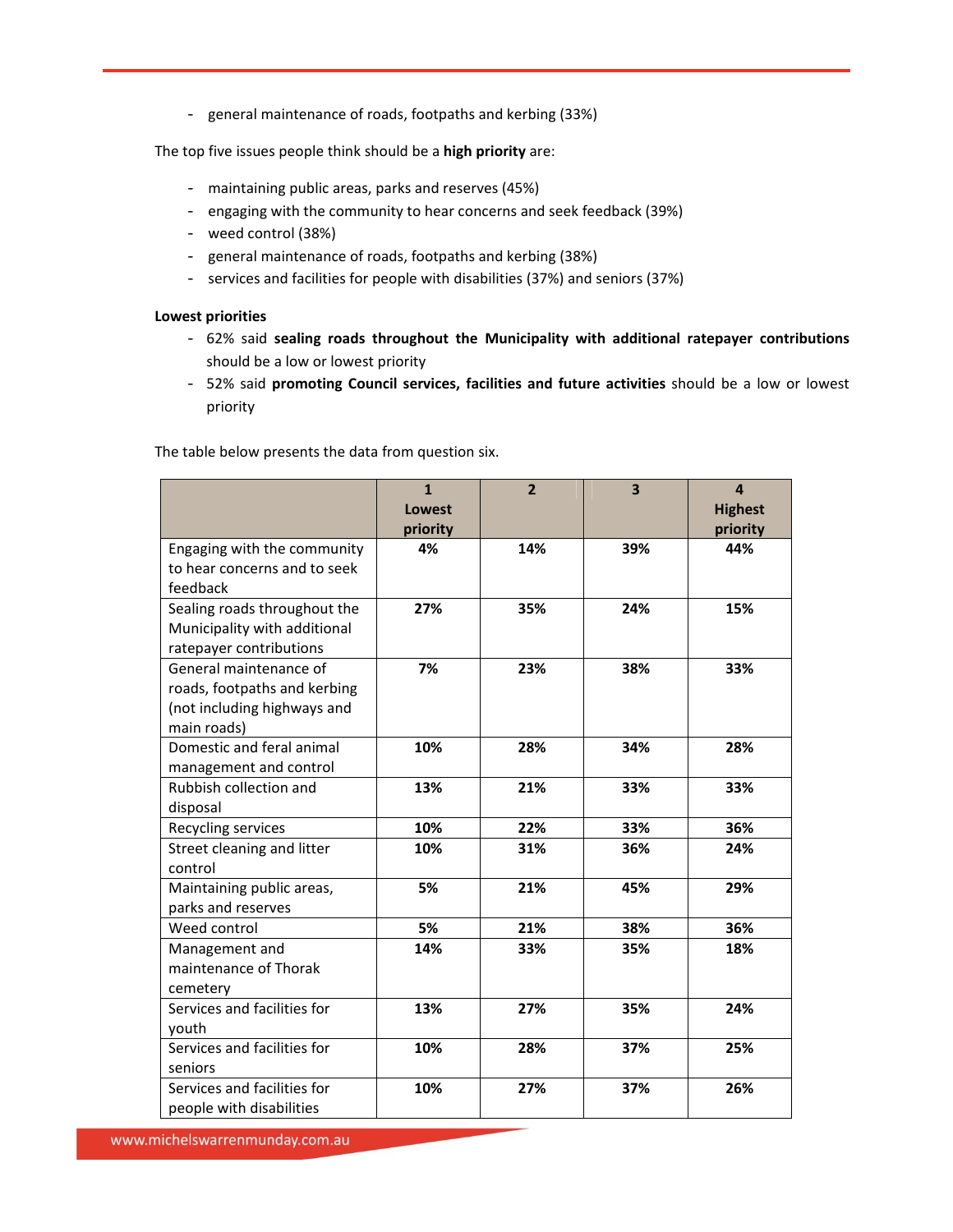- general maintenance of roads, footpaths and kerbing (33%)

The top five issues people think should be a **high priority** are:

- maintaining public areas, parks and reserves (45%)
- engaging with the community to hear concerns and seek feedback (39%)
- weed control (38%)
- general maintenance of roads, footpaths and kerbing (38%)
- services and facilities for people with disabilities (37%) and seniors (37%)

**Lowest priorities**

- 62% said **sealing roads throughout the Municipality with additional ratepayer contributions** should be a low or lowest priority
- 52% said **promoting Council services, facilities and future activities** should be a low or lowest priority

The table below presents the data from question six.

| | 1 Lowest priority | 2 | 3 | 4 Highest priority |
|---|---|---|---|---|
| Engaging with the community to hear concerns and to seek feedback | 4% | 14% | 39% | 44% |
| Sealing roads throughout the Municipality with additional ratepayer contributions | 27% | 35% | 24% | 15% |
| General maintenance of roads, footpaths and kerbing (not including highways and main roads) | 7% | 23% | 38% | 33% |
| Domestic and feral animal management and control | 10% | 28% | 34% | 28% |
| Rubbish collection and disposal | 13% | 21% | 33% | 33% |
| Recycling services | 10% | 22% | 33% | 36% |
| Street cleaning and litter control | 10% | 31% | 36% | 24% |
| Maintaining public areas, parks and reserves | 5% | 21% | 45% | 29% |
| Weed control | 5% | 21% | 38% | 36% |
| Management and maintenance of Thorak cemetery | 14% | 33% | 35% | 18% |
| Services and facilities for youth | 13% | 27% | 35% | 24% |
| Services and facilities for seniors | 10% | 28% | 37% | 25% |
| Services and facilities for people with disabilities | 10% | 27% | 37% | 26% |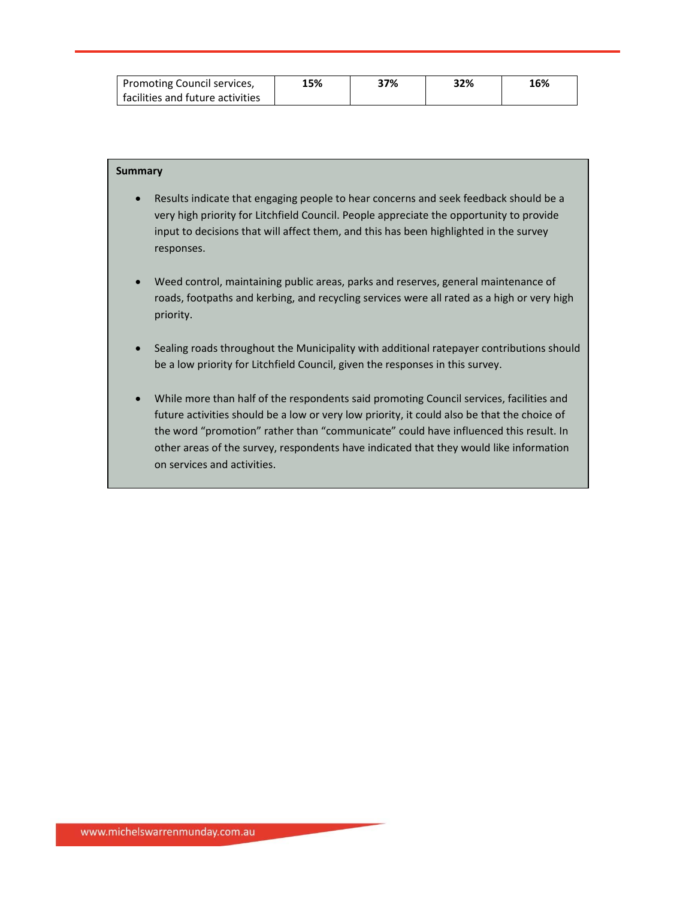| Promoting Council services, facilities and future activities | **15%** | **37%** | **32%** | **16%** |
|---|---|---|---|---|

**Summary**

- Results indicate that engaging people to hear concerns and seek feedback should be a very high priority for Litchfield Council. People appreciate the opportunity to provide input to decisions that will affect them, and this has been highlighted in the survey responses.
- Weed control, maintaining public areas, parks and reserves, general maintenance of roads, footpaths and kerbing, and recycling services were all rated as a high or very high priority.
- Sealing roads throughout the Municipality with additional ratepayer contributions should be a low priority for Litchfield Council, given the responses in this survey.
- While more than half of the respondents said promoting Council services, facilities and future activities should be a low or very low priority, it could also be that the choice of the word "promotion" rather than "communicate" could have influenced this result. In other areas of the survey, respondents have indicated that they would like information on services and activities.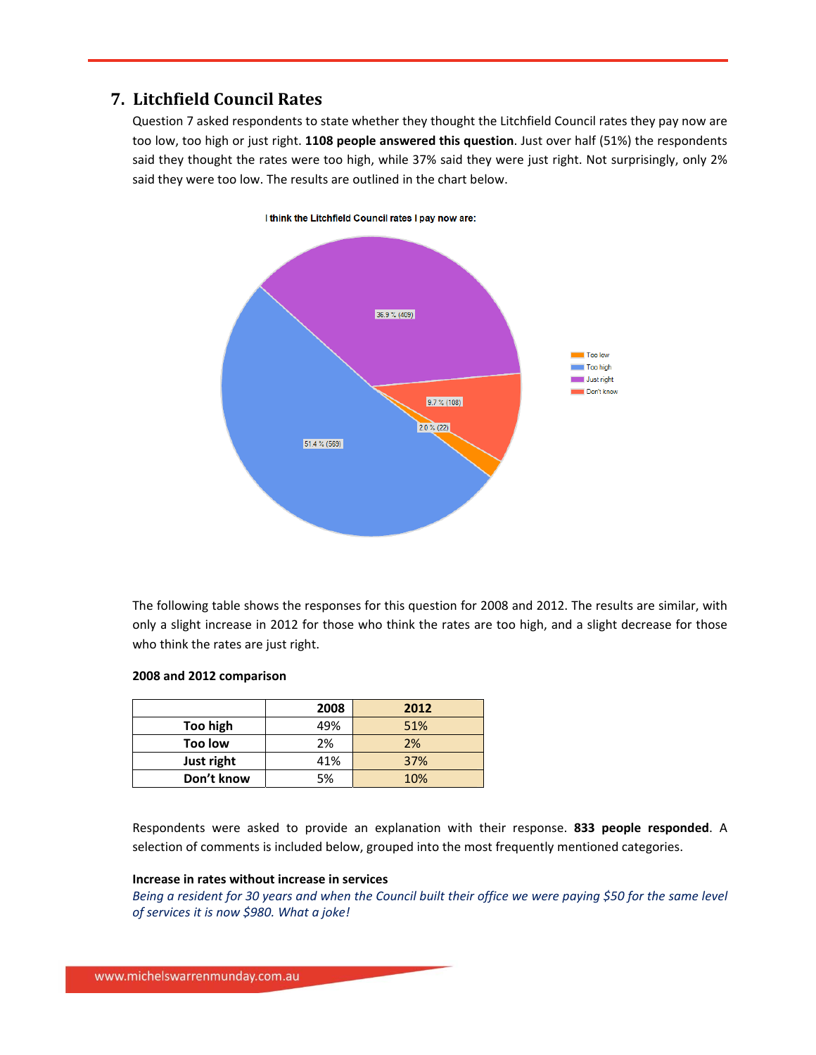## 7. Litchfield Council Rates

Question 7 asked respondents to state whether they thought the Litchfield Council rates they pay now are too low, too high or just right. **1108 people answered this question**. Just over half (51%) the respondents said they thought the rates were too high, while 37% said they were just right. Not surprisingly, only 2% said they were too low. The results are outlined in the chart below.

**I think the Litchfield Council rates I pay now are:**

- Too low: 2.0 % (22)
- Too high: 51.4 % (569)
- Just right: 36.9 % (409)
- Don't know: 9.7 % (108)

The following table shows the responses for this question for 2008 and 2012. The results are similar, with only a slight increase in 2012 for those who think the rates are too high, and a slight decrease for those who think the rates are just right.

**2008 and 2012 comparison**

| | 2008 | 2012 |
|---|---|---|
| **Too high** | 49% | 51% |
| **Too low** | 2% | 2% |
| **Just right** | 41% | 37% |
| **Don't know** | 5% | 10% |

Respondents were asked to provide an explanation with their response. **833 people responded**. A selection of comments is included below, grouped into the most frequently mentioned categories.

**Increase in rates without increase in services**

*Being a resident for 30 years and when the Council built their office we were paying $50 for the same level of services it is now $980. What a joke!*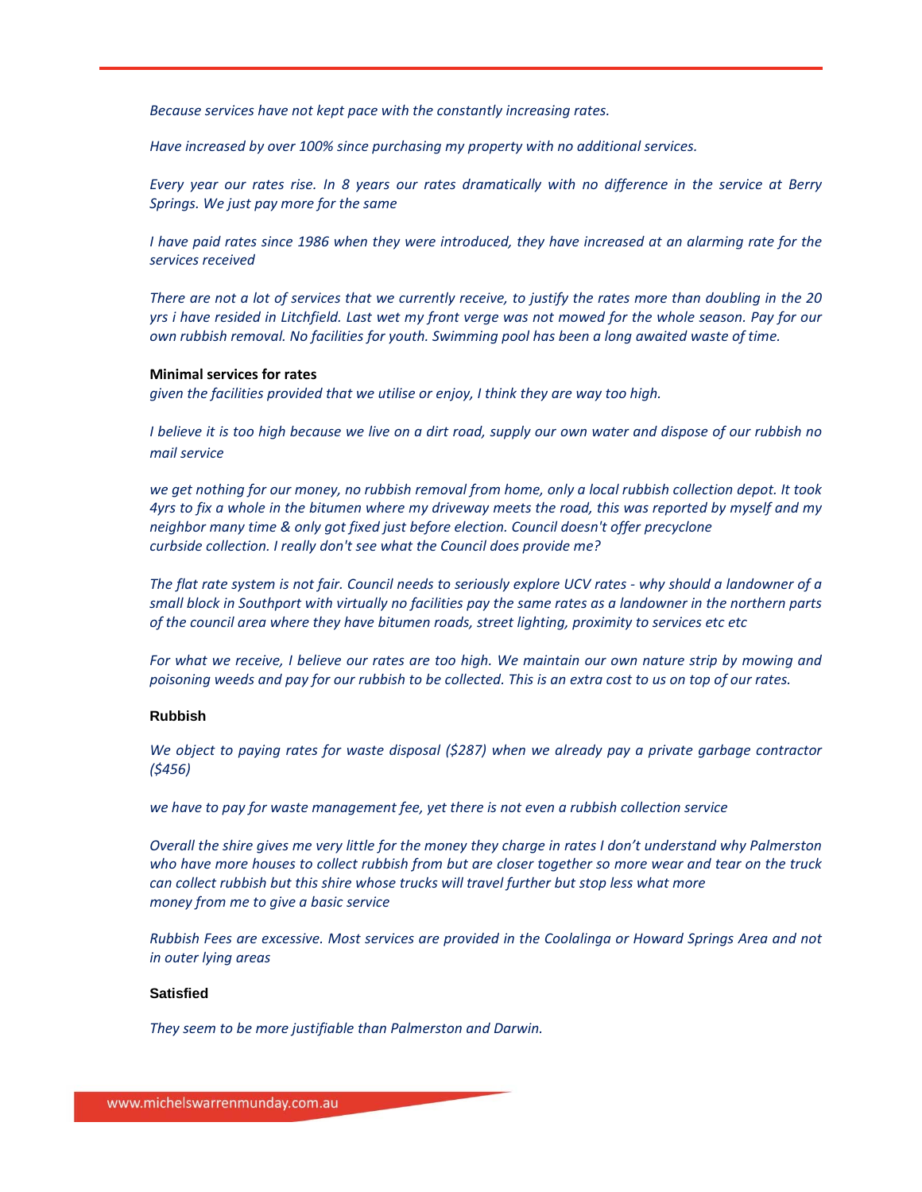*Because services have not kept pace with the constantly increasing rates.*

*Have increased by over 100% since purchasing my property with no additional services.*

*Every year our rates rise. In 8 years our rates dramatically with no difference in the service at Berry Springs. We just pay more for the same*

*I have paid rates since 1986 when they were introduced, they have increased at an alarming rate for the services received*

*There are not a lot of services that we currently receive, to justify the rates more than doubling in the 20 yrs i have resided in Litchfield. Last wet my front verge was not mowed for the whole season. Pay for our own rubbish removal. No facilities for youth. Swimming pool has been a long awaited waste of time.*

**Minimal services for rates**

*given the facilities provided that we utilise or enjoy, I think they are way too high.*

*I believe it is too high because we live on a dirt road, supply our own water and dispose of our rubbish no mail service*

*we get nothing for our money, no rubbish removal from home, only a local rubbish collection depot. It took 4yrs to fix a whole in the bitumen where my driveway meets the road, this was reported by myself and my neighbor many time & only got fixed just before election. Council doesn't offer precyclone curbside collection. I really don't see what the Council does provide me?*

*The flat rate system is not fair. Council needs to seriously explore UCV rates - why should a landowner of a small block in Southport with virtually no facilities pay the same rates as a landowner in the northern parts of the council area where they have bitumen roads, street lighting, proximity to services etc etc*

*For what we receive, I believe our rates are too high. We maintain our own nature strip by mowing and poisoning weeds and pay for our rubbish to be collected. This is an extra cost to us on top of our rates.*

**Rubbish**

*We object to paying rates for waste disposal ($287) when we already pay a private garbage contractor ($456)*

*we have to pay for waste management fee, yet there is not even a rubbish collection service*

*Overall the shire gives me very little for the money they charge in rates I don't understand why Palmerston who have more houses to collect rubbish from but are closer together so more wear and tear on the truck can collect rubbish but this shire whose trucks will travel further but stop less what more money from me to give a basic service*

*Rubbish Fees are excessive. Most services are provided in the Coolalinga or Howard Springs Area and not in outer lying areas*

**Satisfied**

*They seem to be more justifiable than Palmerston and Darwin.*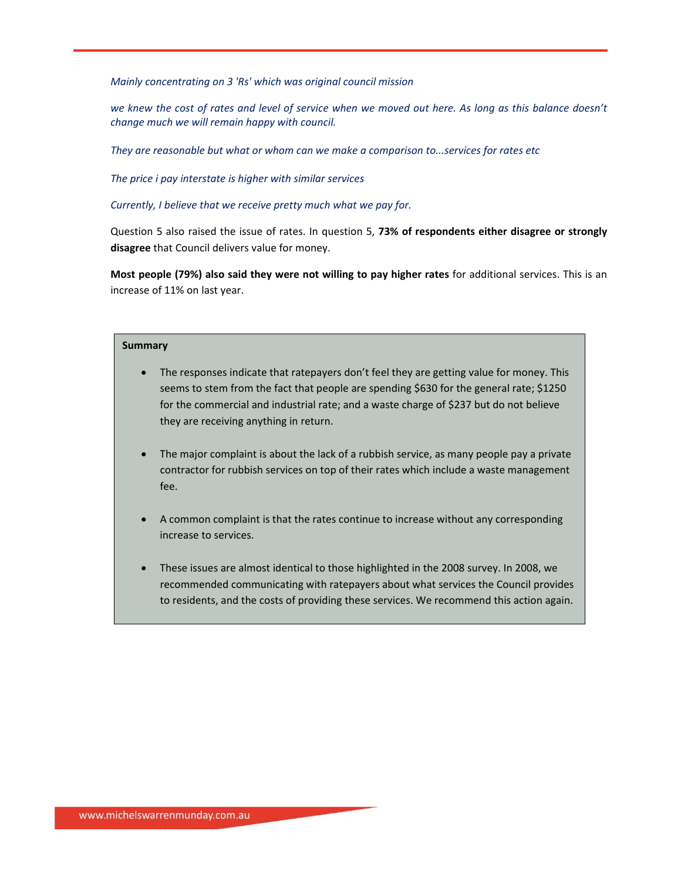*Mainly concentrating on 3 'Rs' which was original council mission*

*we knew the cost of rates and level of service when we moved out here. As long as this balance doesn't change much we will remain happy with council.*

*They are reasonable but what or whom can we make a comparison to...services for rates etc*

*The price i pay interstate is higher with similar services*

*Currently, I believe that we receive pretty much what we pay for.*

Question 5 also raised the issue of rates. In question 5, **73% of respondents either disagree or strongly disagree** that Council delivers value for money.

**Most people (79%) also said they were not willing to pay higher rates** for additional services. This is an increase of 11% on last year.

**Summary**

- The responses indicate that ratepayers don't feel they are getting value for money. This seems to stem from the fact that people are spending $630 for the general rate; $1250 for the commercial and industrial rate; and a waste charge of $237 but do not believe they are receiving anything in return.
- The major complaint is about the lack of a rubbish service, as many people pay a private contractor for rubbish services on top of their rates which include a waste management fee.
- A common complaint is that the rates continue to increase without any corresponding increase to services.
- These issues are almost identical to those highlighted in the 2008 survey. In 2008, we recommended communicating with ratepayers about what services the Council provides to residents, and the costs of providing these services. We recommend this action again.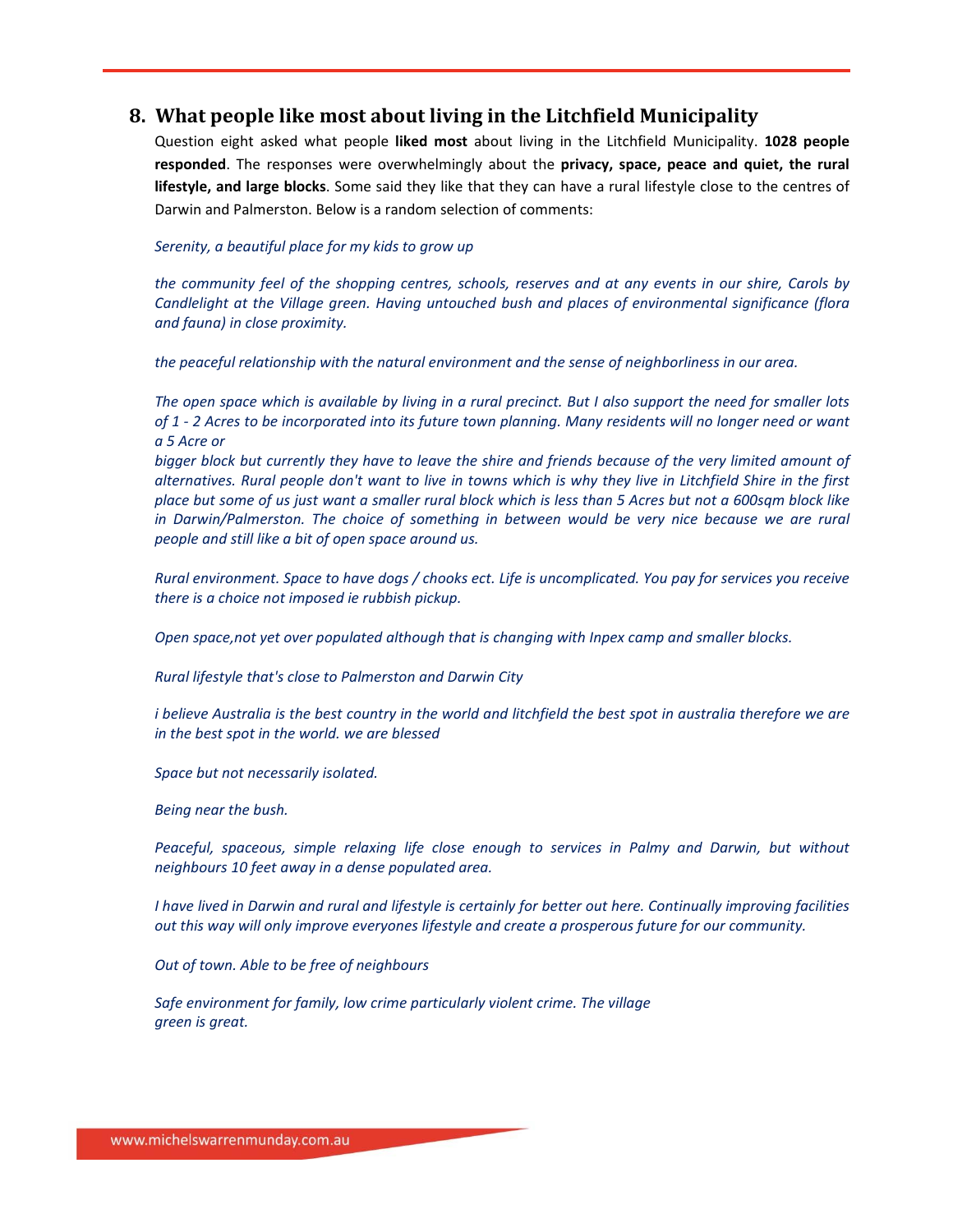## 8. What people like most about living in the Litchfield Municipality

Question eight asked what people **liked most** about living in the Litchfield Municipality. **1028 people responded**. The responses were overwhelmingly about the **privacy, space, peace and quiet, the rural lifestyle, and large blocks**. Some said they like that they can have a rural lifestyle close to the centres of Darwin and Palmerston. Below is a random selection of comments:

*Serenity, a beautiful place for my kids to grow up*

*the community feel of the shopping centres, schools, reserves and at any events in our shire, Carols by Candlelight at the Village green. Having untouched bush and places of environmental significance (flora and fauna) in close proximity.*

*the peaceful relationship with the natural environment and the sense of neighborliness in our area.*

*The open space which is available by living in a rural precinct. But I also support the need for smaller lots of 1 - 2 Acres to be incorporated into its future town planning. Many residents will no longer need or want a 5 Acre or bigger block but currently they have to leave the shire and friends because of the very limited amount of alternatives. Rural people don't want to live in towns which is why they live in Litchfield Shire in the first place but some of us just want a smaller rural block which is less than 5 Acres but not a 600sqm block like in Darwin/Palmerston. The choice of something in between would be very nice because we are rural people and still like a bit of open space around us.*

*Rural environment. Space to have dogs / chooks ect. Life is uncomplicated. You pay for services you receive there is a choice not imposed ie rubbish pickup.*

*Open space,not yet over populated although that is changing with Inpex camp and smaller blocks.*

*Rural lifestyle that's close to Palmerston and Darwin City*

*i believe Australia is the best country in the world and litchfield the best spot in australia therefore we are in the best spot in the world. we are blessed*

*Space but not necessarily isolated.*

*Being near the bush.*

*Peaceful, spaceous, simple relaxing life close enough to services in Palmy and Darwin, but without neighbours 10 feet away in a dense populated area.*

*I have lived in Darwin and rural and lifestyle is certainly for better out here. Continually improving facilities out this way will only improve everyones lifestyle and create a prosperous future for our community.*

*Out of town. Able to be free of neighbours*

*Safe environment for family, low crime particularly violent crime. The village green is great.*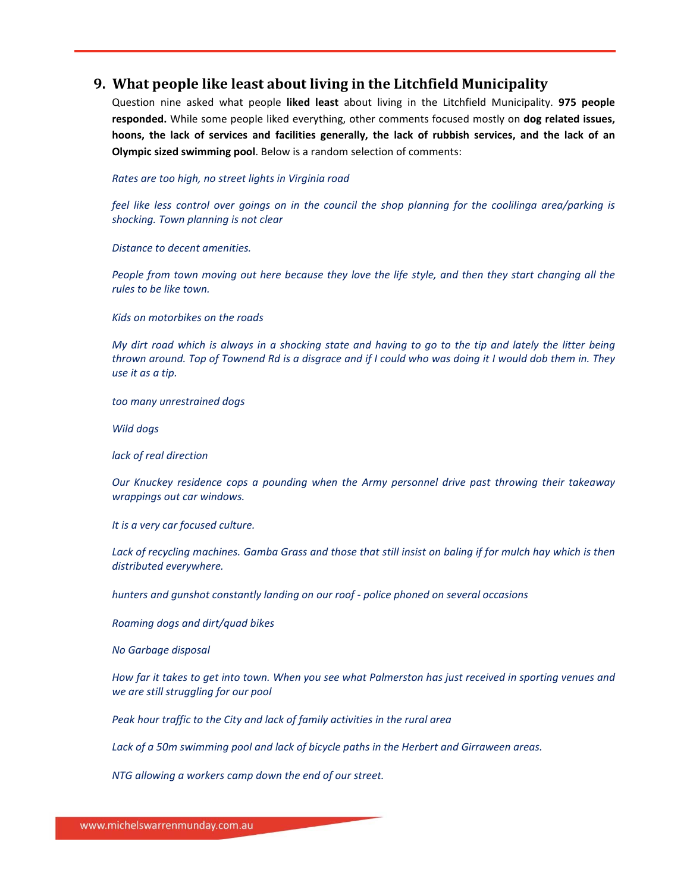## 9. What people like least about living in the Litchfield Municipality

Question nine asked what people **liked least** about living in the Litchfield Municipality. **975 people responded.** While some people liked everything, other comments focused mostly on **dog related issues, hoons, the lack of services and facilities generally, the lack of rubbish services, and the lack of an Olympic sized swimming pool**. Below is a random selection of comments:

*Rates are too high, no street lights in Virginia road*

*feel like less control over goings on in the council the shop planning for the coolilinga area/parking is shocking. Town planning is not clear*

*Distance to decent amenities.*

*People from town moving out here because they love the life style, and then they start changing all the rules to be like town.*

*Kids on motorbikes on the roads*

*My dirt road which is always in a shocking state and having to go to the tip and lately the litter being thrown around. Top of Townend Rd is a disgrace and if I could who was doing it I would dob them in. They use it as a tip.*

*too many unrestrained dogs*

*Wild dogs*

*lack of real direction*

*Our Knuckey residence cops a pounding when the Army personnel drive past throwing their takeaway wrappings out car windows.*

*It is a very car focused culture.*

*Lack of recycling machines. Gamba Grass and those that still insist on baling if for mulch hay which is then distributed everywhere.*

*hunters and gunshot constantly landing on our roof - police phoned on several occasions*

*Roaming dogs and dirt/quad bikes*

*No Garbage disposal*

*How far it takes to get into town. When you see what Palmerston has just received in sporting venues and we are still struggling for our pool*

*Peak hour traffic to the City and lack of family activities in the rural area*

*Lack of a 50m swimming pool and lack of bicycle paths in the Herbert and Girraween areas.*

*NTG allowing a workers camp down the end of our street.*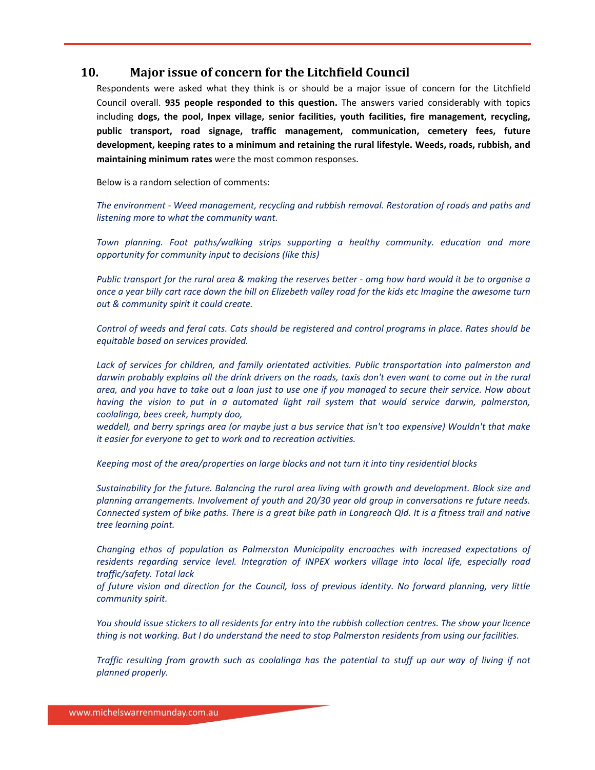## 10. Major issue of concern for the Litchfield Council

Respondents were asked what they think is or should be a major issue of concern for the Litchfield Council overall. **935 people responded to this question.** The answers varied considerably with topics including **dogs, the pool, Inpex village, senior facilities, youth facilities, fire management, recycling, public transport, road signage, traffic management, communication, cemetery fees, future development, keeping rates to a minimum and retaining the rural lifestyle. Weeds, roads, rubbish, and maintaining minimum rates** were the most common responses.

Below is a random selection of comments:

*The environment - Weed management, recycling and rubbish removal. Restoration of roads and paths and listening more to what the community want.*

*Town planning. Foot paths/walking strips supporting a healthy community. education and more opportunity for community input to decisions (like this)*

*Public transport for the rural area & making the reserves better - omg how hard would it be to organise a once a year billy cart race down the hill on Elizebeth valley road for the kids etc Imagine the awesome turn out & community spirit it could create.*

*Control of weeds and feral cats. Cats should be registered and control programs in place. Rates should be equitable based on services provided.*

*Lack of services for children, and family orientated activities. Public transportation into palmerston and darwin probably explains all the drink drivers on the roads, taxis don't even want to come out in the rural area, and you have to take out a loan just to use one if you managed to secure their service. How about having the vision to put in a automated light rail system that would service darwin, palmerston, coolalinga, bees creek, humpty doo,*
*weddell, and berry springs area (or maybe just a bus service that isn't too expensive) Wouldn't that make it easier for everyone to get to work and to recreation activities.*

*Keeping most of the area/properties on large blocks and not turn it into tiny residential blocks*

*Sustainability for the future. Balancing the rural area living with growth and development. Block size and planning arrangements. Involvement of youth and 20/30 year old group in conversations re future needs. Connected system of bike paths. There is a great bike path in Longreach Qld. It is a fitness trail and native tree learning point.*

*Changing ethos of population as Palmerston Municipality encroaches with increased expectations of residents regarding service level. Integration of INPEX workers village into local life, especially road traffic/safety. Total lack*
*of future vision and direction for the Council, loss of previous identity. No forward planning, very little community spirit.*

*You should issue stickers to all residents for entry into the rubbish collection centres. The show your licence thing is not working. But I do understand the need to stop Palmerston residents from using our facilities.*

*Traffic resulting from growth such as coolalinga has the potential to stuff up our way of living if not planned properly.*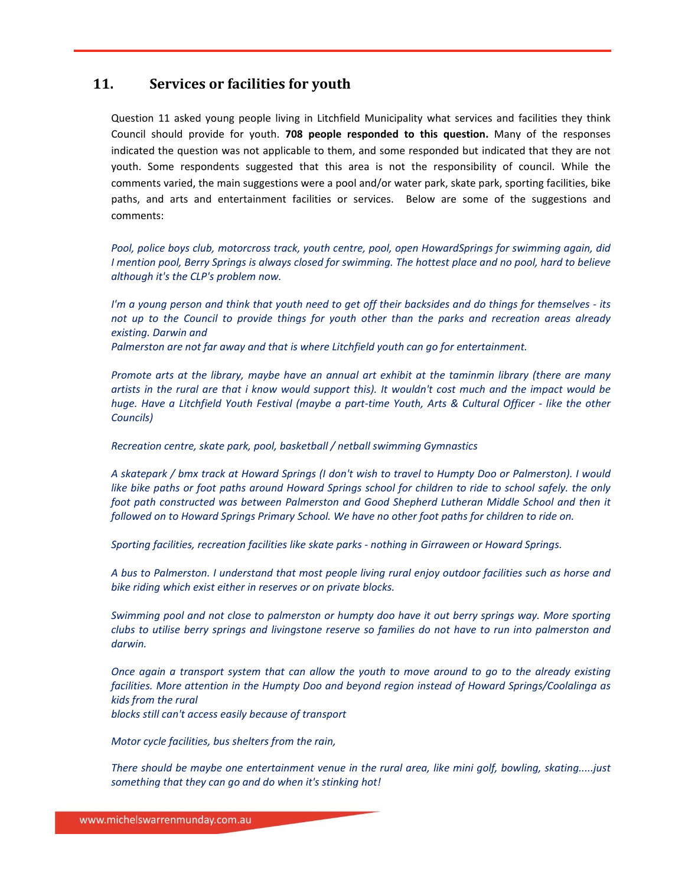## 11. Services or facilities for youth

Question 11 asked young people living in Litchfield Municipality what services and facilities they think Council should provide for youth. **708 people responded to this question.** Many of the responses indicated the question was not applicable to them, and some responded but indicated that they are not youth. Some respondents suggested that this area is not the responsibility of council. While the comments varied, the main suggestions were a pool and/or water park, skate park, sporting facilities, bike paths, and arts and entertainment facilities or services. Below are some of the suggestions and comments:

*Pool, police boys club, motorcross track, youth centre, pool, open HowardSprings for swimming again, did I mention pool, Berry Springs is always closed for swimming. The hottest place and no pool, hard to believe although it's the CLP's problem now.*

*I'm a young person and think that youth need to get off their backsides and do things for themselves - its not up to the Council to provide things for youth other than the parks and recreation areas already existing. Darwin and Palmerston are not far away and that is where Litchfield youth can go for entertainment.*

*Promote arts at the library, maybe have an annual art exhibit at the taminmin library (there are many artists in the rural are that i know would support this). It wouldn't cost much and the impact would be huge. Have a Litchfield Youth Festival (maybe a part-time Youth, Arts & Cultural Officer - like the other Councils)*

*Recreation centre, skate park, pool, basketball / netball swimming Gymnastics*

*A skatepark / bmx track at Howard Springs (I don't wish to travel to Humpty Doo or Palmerston). I would like bike paths or foot paths around Howard Springs school for children to ride to school safely. the only foot path constructed was between Palmerston and Good Shepherd Lutheran Middle School and then it followed on to Howard Springs Primary School. We have no other foot paths for children to ride on.*

*Sporting facilities, recreation facilities like skate parks - nothing in Girraween or Howard Springs.*

*A bus to Palmerston. I understand that most people living rural enjoy outdoor facilities such as horse and bike riding which exist either in reserves or on private blocks.*

*Swimming pool and not close to palmerston or humpty doo have it out berry springs way. More sporting clubs to utilise berry springs and livingstone reserve so families do not have to run into palmerston and darwin.*

*Once again a transport system that can allow the youth to move around to go to the already existing facilities. More attention in the Humpty Doo and beyond region instead of Howard Springs/Coolalinga as kids from the rural blocks still can't access easily because of transport*

*Motor cycle facilities, bus shelters from the rain,*

*There should be maybe one entertainment venue in the rural area, like mini golf, bowling, skating.....just something that they can go and do when it's stinking hot!*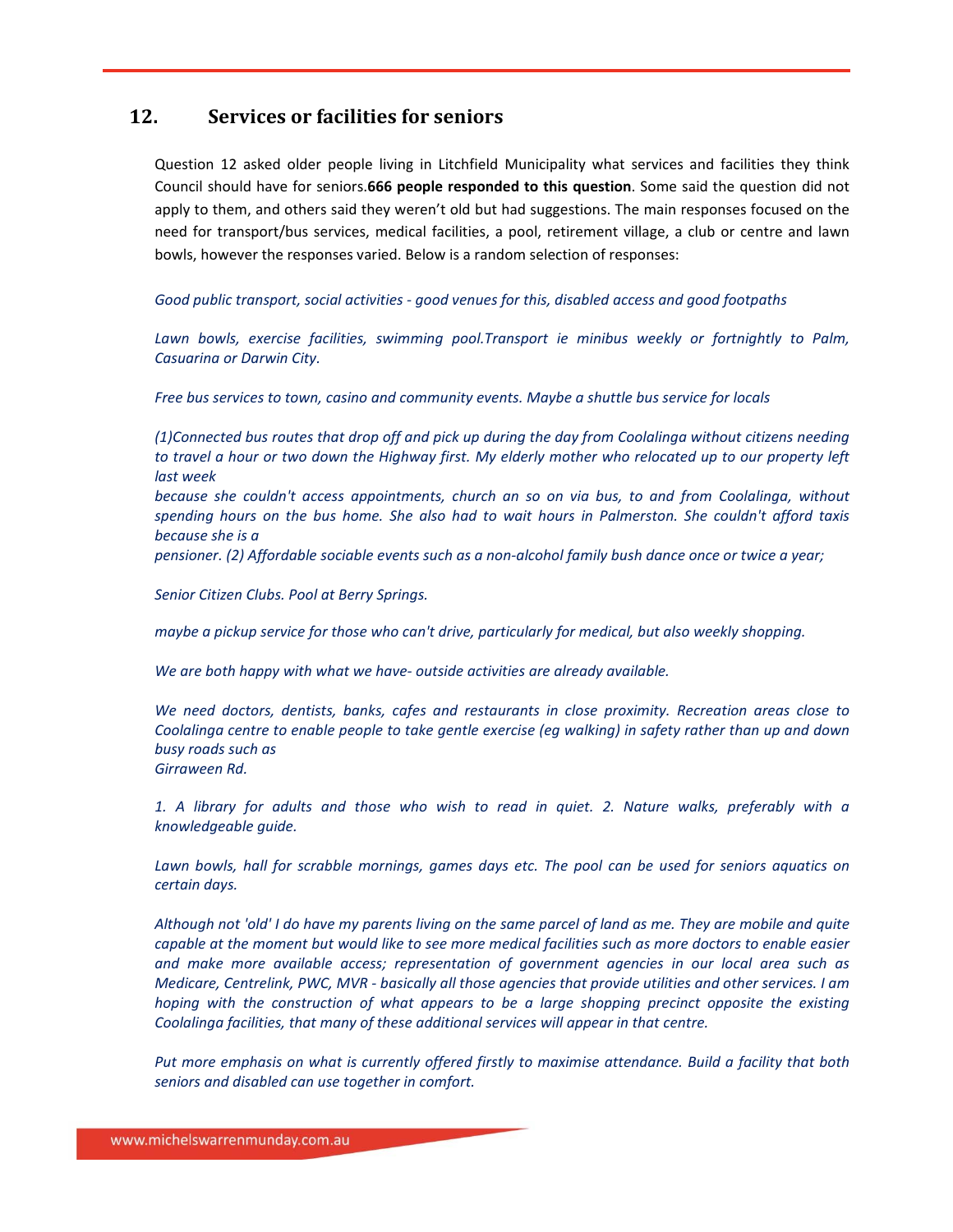## 12. Services or facilities for seniors

Question 12 asked older people living in Litchfield Municipality what services and facilities they think Council should have for seniors.**666 people responded to this question**. Some said the question did not apply to them, and others said they weren't old but had suggestions. The main responses focused on the need for transport/bus services, medical facilities, a pool, retirement village, a club or centre and lawn bowls, however the responses varied. Below is a random selection of responses:

*Good public transport, social activities - good venues for this, disabled access and good footpaths*

*Lawn bowls, exercise facilities, swimming pool.Transport ie minibus weekly or fortnightly to Palm, Casuarina or Darwin City.*

*Free bus services to town, casino and community events. Maybe a shuttle bus service for locals*

*(1)Connected bus routes that drop off and pick up during the day from Coolalinga without citizens needing to travel a hour or two down the Highway first. My elderly mother who relocated up to our property left last week because she couldn't access appointments, church an so on via bus, to and from Coolalinga, without spending hours on the bus home. She also had to wait hours in Palmerston. She couldn't afford taxis because she is a pensioner. (2) Affordable sociable events such as a non-alcohol family bush dance once or twice a year;*

*Senior Citizen Clubs. Pool at Berry Springs.*

*maybe a pickup service for those who can't drive, particularly for medical, but also weekly shopping.*

*We are both happy with what we have- outside activities are already available.*

*We need doctors, dentists, banks, cafes and restaurants in close proximity. Recreation areas close to Coolalinga centre to enable people to take gentle exercise (eg walking) in safety rather than up and down busy roads such as Girraween Rd.*

*1. A library for adults and those who wish to read in quiet. 2. Nature walks, preferably with a knowledgeable guide.*

*Lawn bowls, hall for scrabble mornings, games days etc. The pool can be used for seniors aquatics on certain days.*

*Although not 'old' I do have my parents living on the same parcel of land as me. They are mobile and quite capable at the moment but would like to see more medical facilities such as more doctors to enable easier and make more available access; representation of government agencies in our local area such as Medicare, Centrelink, PWC, MVR - basically all those agencies that provide utilities and other services. I am hoping with the construction of what appears to be a large shopping precinct opposite the existing Coolalinga facilities, that many of these additional services will appear in that centre.*

*Put more emphasis on what is currently offered firstly to maximise attendance. Build a facility that both seniors and disabled can use together in comfort.*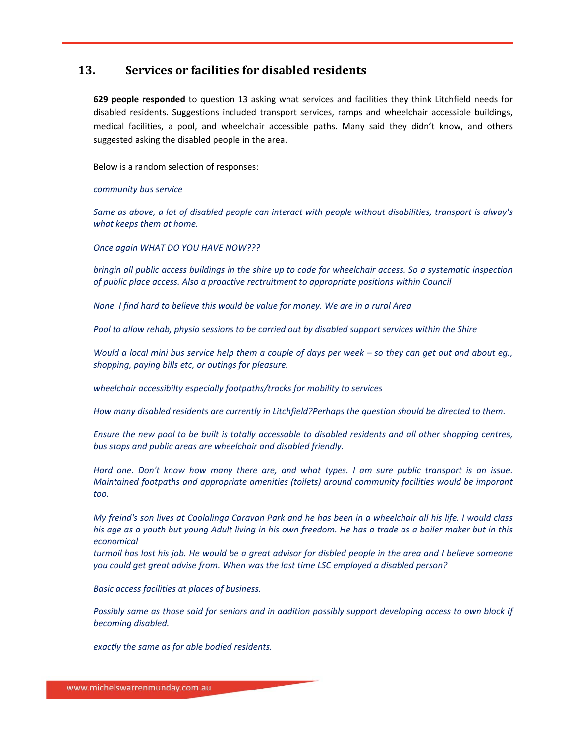## 13. Services or facilities for disabled residents

**629 people responded** to question 13 asking what services and facilities they think Litchfield needs for disabled residents. Suggestions included transport services, ramps and wheelchair accessible buildings, medical facilities, a pool, and wheelchair accessible paths. Many said they didn't know, and others suggested asking the disabled people in the area.

Below is a random selection of responses:

*community bus service*

*Same as above, a lot of disabled people can interact with people without disabilities, transport is alway's what keeps them at home.*

*Once again WHAT DO YOU HAVE NOW???*

*bringin all public access buildings in the shire up to code for wheelchair access. So a systematic inspection of public place access. Also a proactive rectruitment to appropriate positions within Council*

*None. I find hard to believe this would be value for money. We are in a rural Area*

*Pool to allow rehab, physio sessions to be carried out by disabled support services within the Shire*

*Would a local mini bus service help them a couple of days per week – so they can get out and about eg., shopping, paying bills etc, or outings for pleasure.*

*wheelchair accessibilty especially footpaths/tracks for mobility to services*

*How many disabled residents are currently in Litchfield?Perhaps the question should be directed to them.*

*Ensure the new pool to be built is totally accessable to disabled residents and all other shopping centres, bus stops and public areas are wheelchair and disabled friendly.*

*Hard one. Don't know how many there are, and what types. I am sure public transport is an issue. Maintained footpaths and appropriate amenities (toilets) around community facilities would be imporant too.*

*My freind's son lives at Coolalinga Caravan Park and he has been in a wheelchair all his life. I would class his age as a youth but young Adult living in his own freedom. He has a trade as a boiler maker but in this economical*
*turmoil has lost his job. He would be a great advisor for disbled people in the area and I believe someone you could get great advise from. When was the last time LSC employed a disabled person?*

*Basic access facilities at places of business.*

*Possibly same as those said for seniors and in addition possibly support developing access to own block if becoming disabled.*

*exactly the same as for able bodied residents.*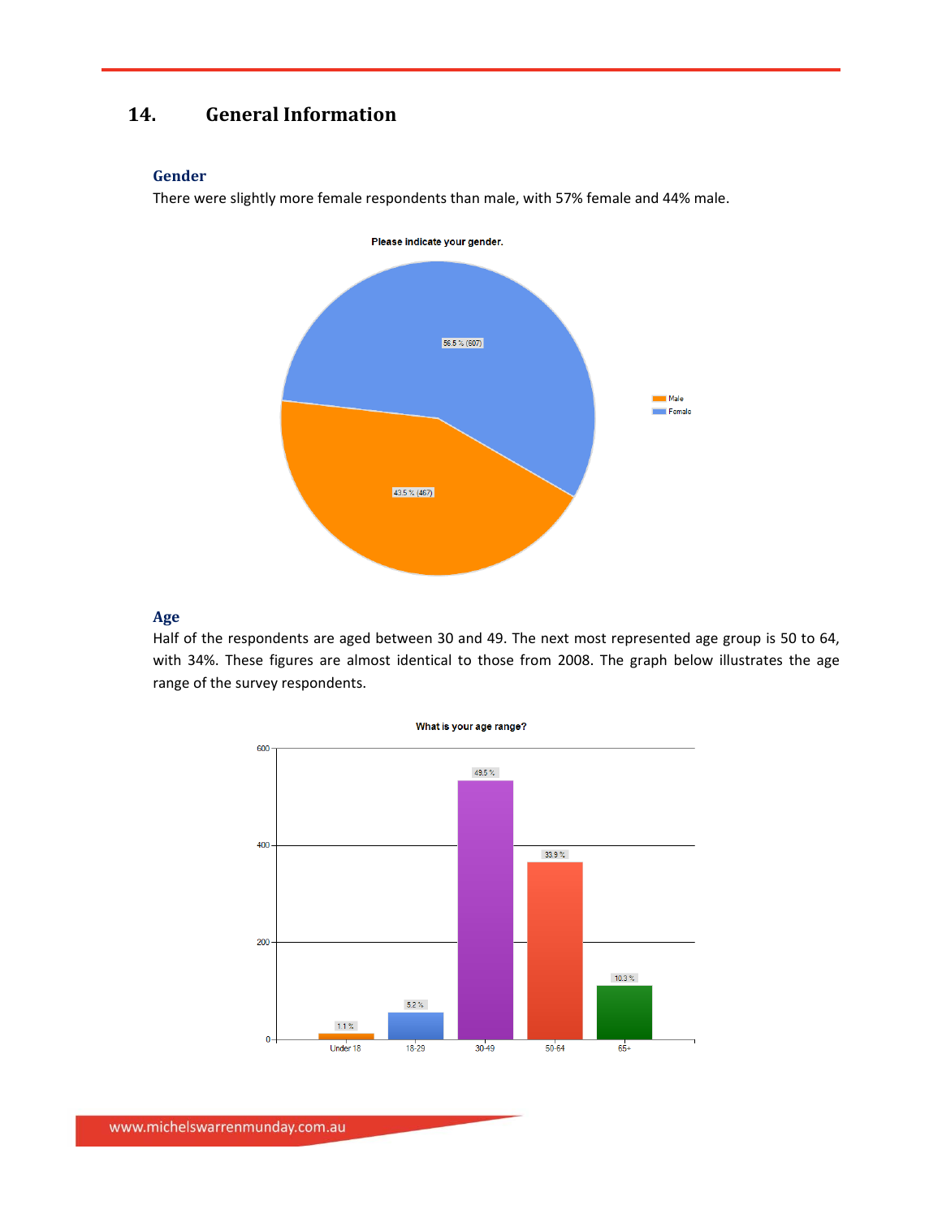## 14. General Information

### Gender

There were slightly more female respondents than male, with 57% female and 44% male.

### Age

Half of the respondents are aged between 30 and 49. The next most represented age group is 50 to 64, with 34%. These figures are almost identical to those from 2008. The graph below illustrates the age range of the survey respondents.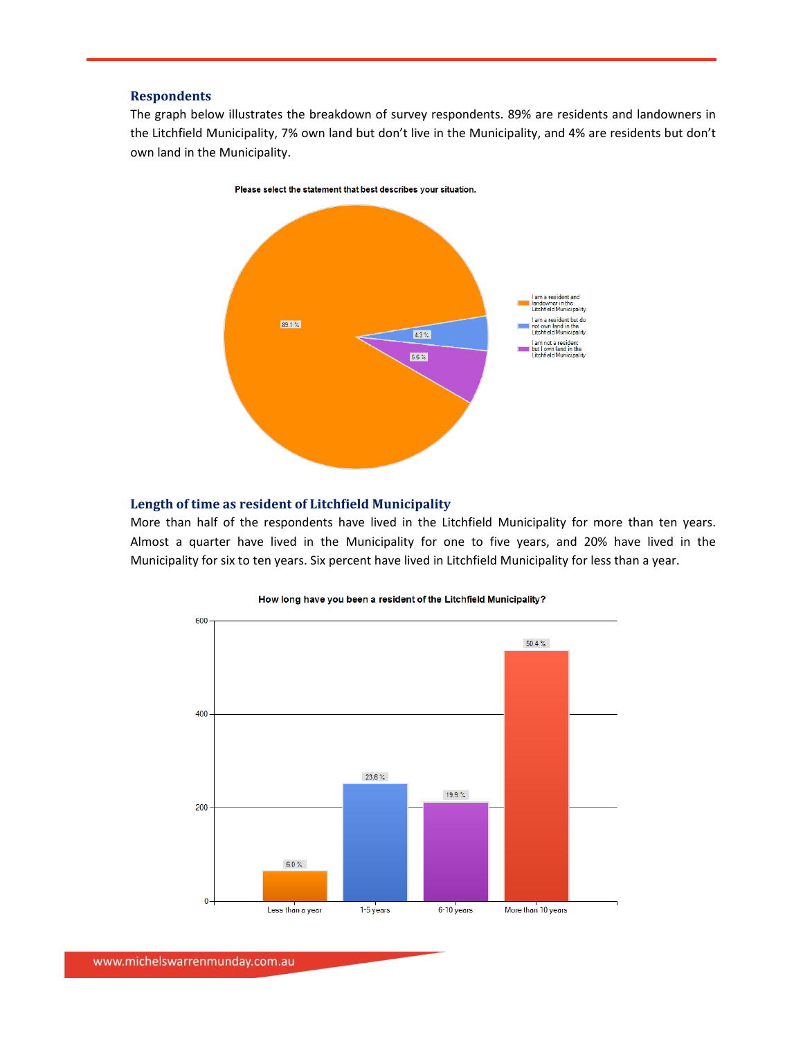### Respondents

The graph below illustrates the breakdown of survey respondents. 89% are residents and landowners in the Litchfield Municipality, 7% own land but don't live in the Municipality, and 4% are residents but don't own land in the Municipality.

**Please select the statement that best describes your situation.**

| Statement | Percentage |
| --- | --- |
| I am a resident and landowner in the Litchfield Municipality | 89.1 % |
| I am a resident but do not own land in the Litchfield Municipality | 4.3 % |
| I am not a resident but I own land in the Litchfield Municipality | 6.6 % |

### Length of time as resident of Litchfield Municipality

More than half of the respondents have lived in the Litchfield Municipality for more than ten years. Almost a quarter have lived in the Municipality for one to five years, and 20% have lived in the Municipality for six to ten years. Six percent have lived in Litchfield Municipality for less than a year.

**How long have you been a resident of the Litchfield Municipality?**

| Length of time | Percentage |
| --- | --- |
| Less than a year | 6.0 % |
| 1-5 years | 23.6 % |
| 6-10 years | 19.9 % |
| More than 10 years | 50.4 % |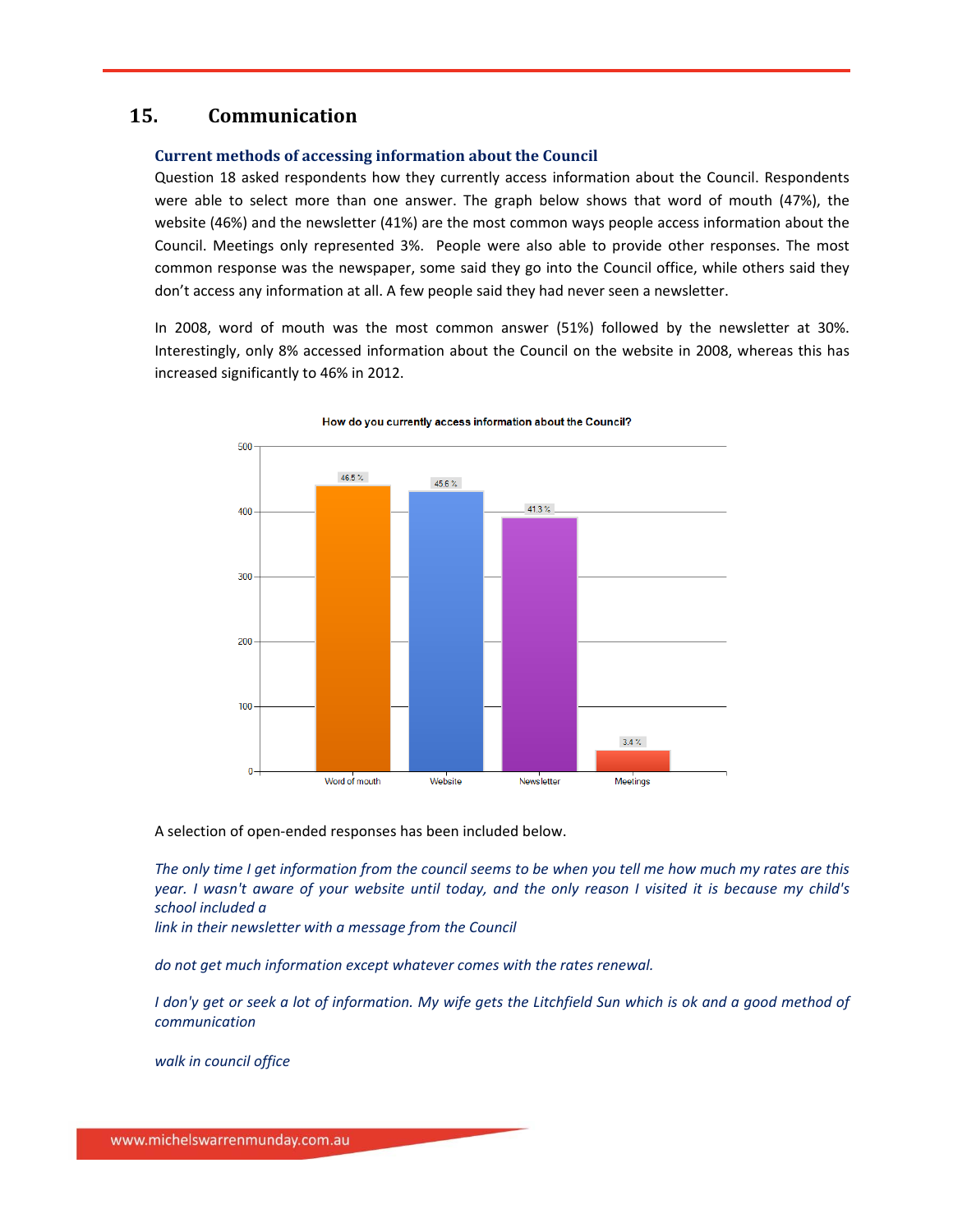## 15. Communication

### Current methods of accessing information about the Council

Question 18 asked respondents how they currently access information about the Council. Respondents were able to select more than one answer. The graph below shows that word of mouth (47%), the website (46%) and the newsletter (41%) are the most common ways people access information about the Council. Meetings only represented 3%. People were also able to provide other responses. The most common response was the newspaper, some said they go into the Council office, while others said they don't access any information at all. A few people said they had never seen a newsletter.

In 2008, word of mouth was the most common answer (51%) followed by the newsletter at 30%. Interestingly, only 8% accessed information about the Council on the website in 2008, whereas this has increased significantly to 46% in 2012.

**How do you currently access information about the Council?**

| Method | Percentage |
|---|---|
| Word of mouth | 46.5 % |
| Website | 45.6 % |
| Newsletter | 41.3 % |
| Meetings | 3.4 % |

A selection of open-ended responses has been included below.

*The only time I get information from the council seems to be when you tell me how much my rates are this year. I wasn't aware of your website until today, and the only reason I visited it is because my child's school included a*
*link in their newsletter with a message from the Council*

*do not get much information except whatever comes with the rates renewal.*

*I don'y get or seek a lot of information. My wife gets the Litchfield Sun which is ok and a good method of communication*

*walk in council office*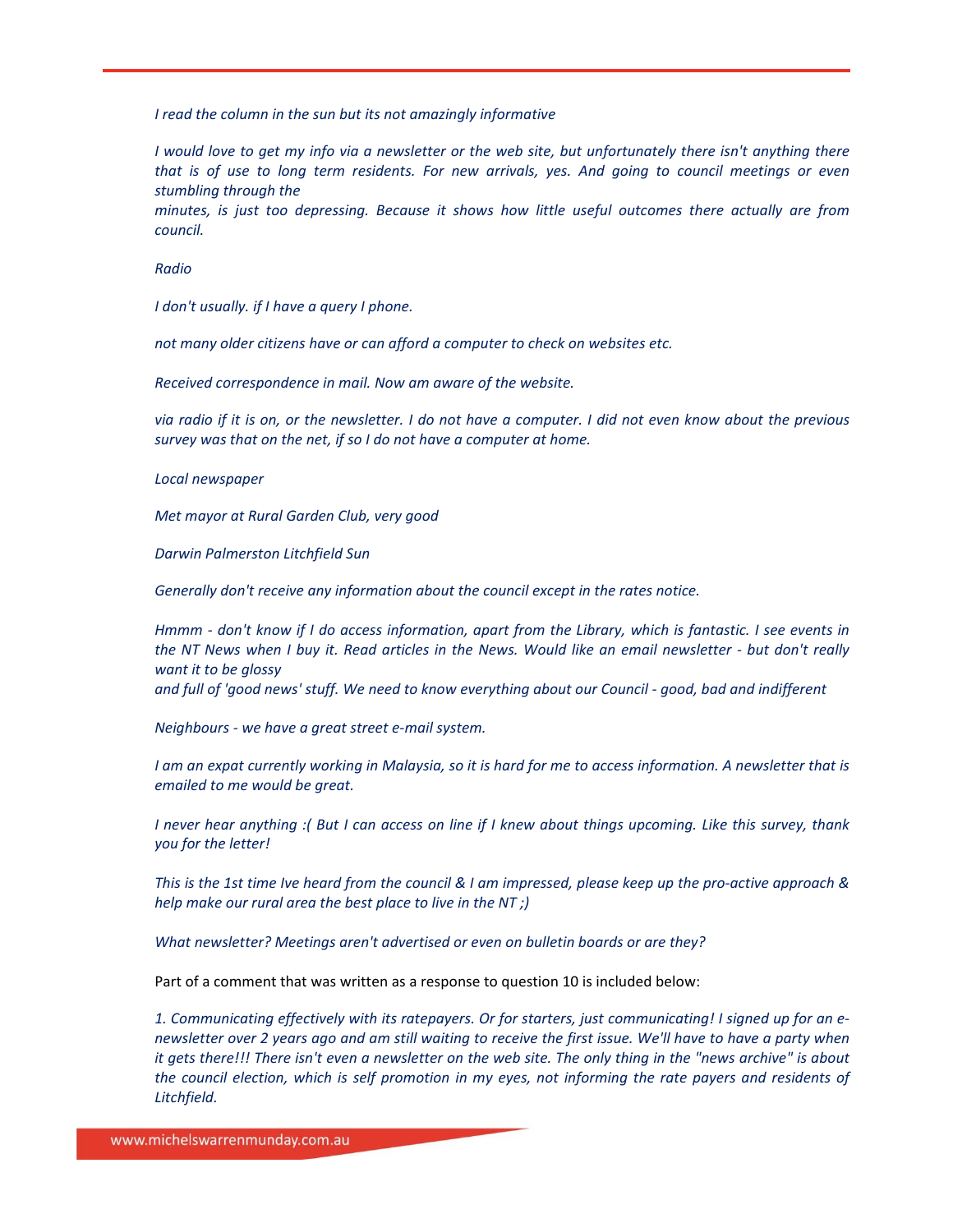*I read the column in the sun but its not amazingly informative*

*I would love to get my info via a newsletter or the web site, but unfortunately there isn't anything there that is of use to long term residents. For new arrivals, yes. And going to council meetings or even stumbling through the minutes, is just too depressing. Because it shows how little useful outcomes there actually are from council.*

*Radio*

*I don't usually. if I have a query I phone.*

*not many older citizens have or can afford a computer to check on websites etc.*

*Received correspondence in mail. Now am aware of the website.*

*via radio if it is on, or the newsletter. I do not have a computer. I did not even know about the previous survey was that on the net, if so I do not have a computer at home.*

*Local newspaper*

*Met mayor at Rural Garden Club, very good*

*Darwin Palmerston Litchfield Sun*

*Generally don't receive any information about the council except in the rates notice.*

*Hmmm - don't know if I do access information, apart from the Library, which is fantastic. I see events in the NT News when I buy it. Read articles in the News. Would like an email newsletter - but don't really want it to be glossy and full of 'good news' stuff. We need to know everything about our Council - good, bad and indifferent*

*Neighbours - we have a great street e-mail system.*

*I am an expat currently working in Malaysia, so it is hard for me to access information. A newsletter that is emailed to me would be great.*

*I never hear anything :( But I can access on line if I knew about things upcoming. Like this survey, thank you for the letter!*

*This is the 1st time Ive heard from the council & I am impressed, please keep up the pro-active approach & help make our rural area the best place to live in the NT ;)*

*What newsletter? Meetings aren't advertised or even on bulletin boards or are they?*

Part of a comment that was written as a response to question 10 is included below:

*1. Communicating effectively with its ratepayers. Or for starters, just communicating! I signed up for an e-newsletter over 2 years ago and am still waiting to receive the first issue. We'll have to have a party when it gets there!!! There isn't even a newsletter on the web site. The only thing in the "news archive" is about the council election, which is self promotion in my eyes, not informing the rate payers and residents of Litchfield.*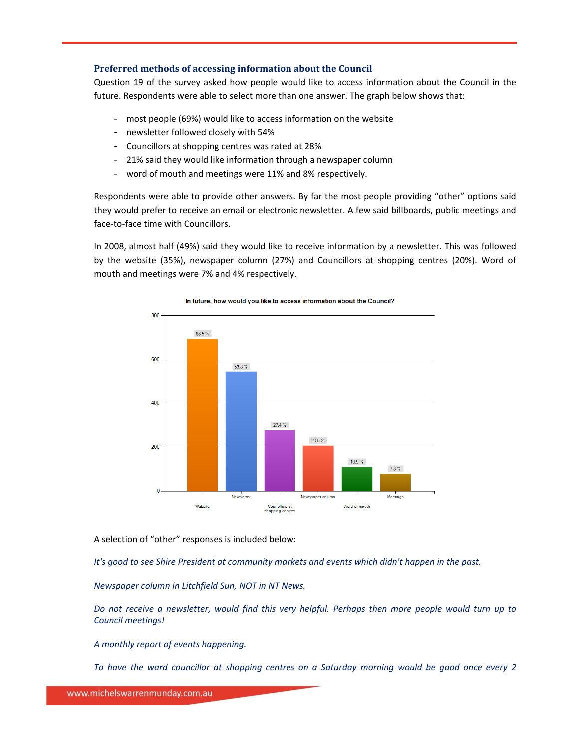### Preferred methods of accessing information about the Council

Question 19 of the survey asked how people would like to access information about the Council in the future. Respondents were able to select more than one answer. The graph below shows that:

- most people (69%) would like to access information on the website
- newsletter followed closely with 54%
- Councillors at shopping centres was rated at 28%
- 21% said they would like information through a newspaper column
- word of mouth and meetings were 11% and 8% respectively.

Respondents were able to provide other answers. By far the most people providing "other" options said they would prefer to receive an email or electronic newsletter. A few said billboards, public meetings and face-to-face time with Councillors.

In 2008, almost half (49%) said they would like to receive information by a newsletter. This was followed by the website (35%), newspaper column (27%) and Councillors at shopping centres (20%). Word of mouth and meetings were 7% and 4% respectively.

**In future, how would you like to access information about the Council?**

| Method | Percentage |
| --- | --- |
| Website | 68.5 % |
| Newsletter | 53.8 % |
| Councillors at shopping centres | 27.4 % |
| Newspaper column | 20.5 % |
| Word of mouth | 10.9 % |
| Meetings | 7.8 % |

A selection of "other" responses is included below:

*It's good to see Shire President at community markets and events which didn't happen in the past.*

*Newspaper column in Litchfield Sun, NOT in NT News.*

*Do not receive a newsletter, would find this very helpful. Perhaps then more people would turn up to Council meetings!*

*A monthly report of events happening.*

*To have the ward councillor at shopping centres on a Saturday morning would be good once every 2*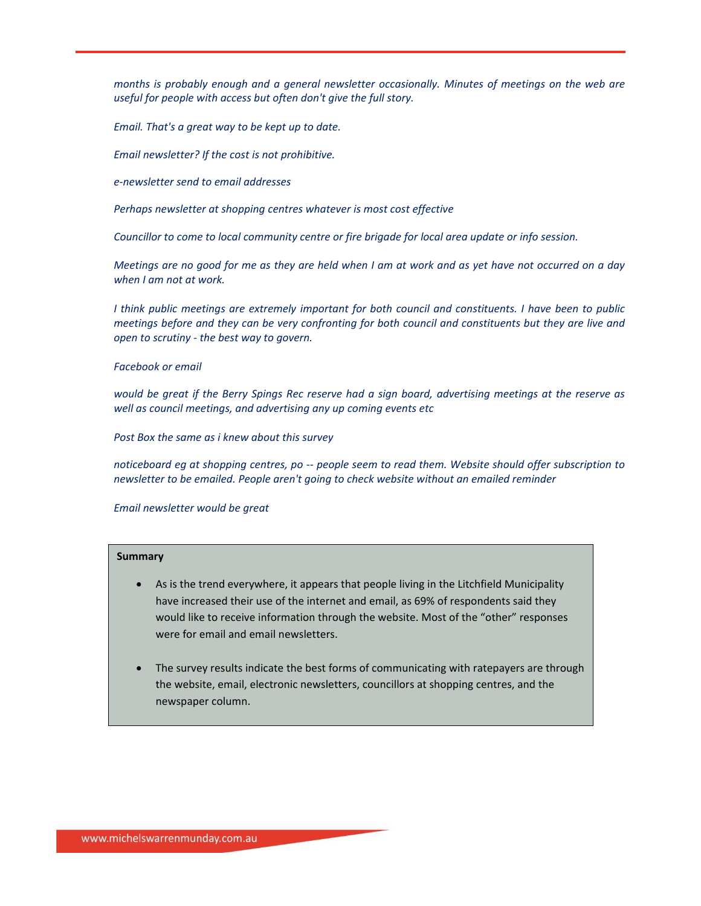*months is probably enough and a general newsletter occasionally. Minutes of meetings on the web are useful for people with access but often don't give the full story.*

*Email. That's a great way to be kept up to date.*

*Email newsletter? If the cost is not prohibitive.*

*e-newsletter send to email addresses*

*Perhaps newsletter at shopping centres whatever is most cost effective*

*Councillor to come to local community centre or fire brigade for local area update or info session.*

*Meetings are no good for me as they are held when I am at work and as yet have not occurred on a day when I am not at work.*

*I think public meetings are extremely important for both council and constituents. I have been to public meetings before and they can be very confronting for both council and constituents but they are live and open to scrutiny - the best way to govern.*

*Facebook or email*

*would be great if the Berry Spings Rec reserve had a sign board, advertising meetings at the reserve as well as council meetings, and advertising any up coming events etc*

*Post Box the same as i knew about this survey*

*noticeboard eg at shopping centres, po -- people seem to read them. Website should offer subscription to newsletter to be emailed. People aren't going to check website without an emailed reminder*

*Email newsletter would be great*

**Summary**

- As is the trend everywhere, it appears that people living in the Litchfield Municipality have increased their use of the internet and email, as 69% of respondents said they would like to receive information through the website. Most of the "other" responses were for email and email newsletters.

- The survey results indicate the best forms of communicating with ratepayers are through the website, email, electronic newsletters, councillors at shopping centres, and the newspaper column.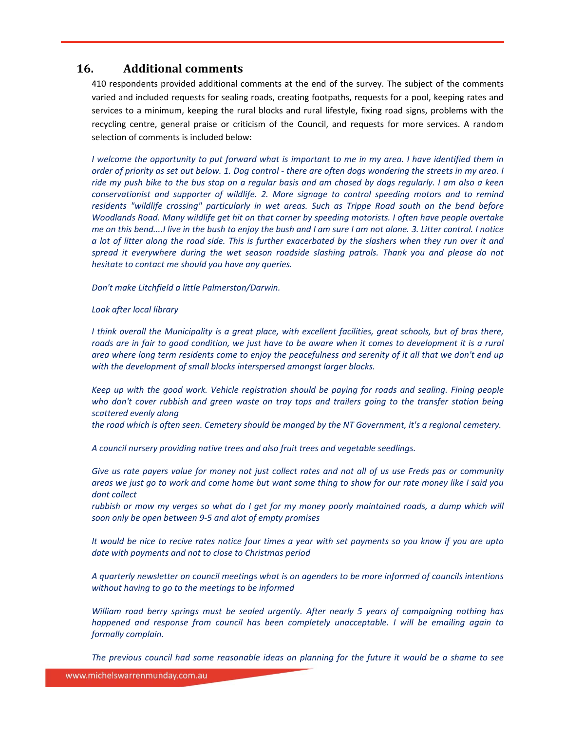## 16. Additional comments

410 respondents provided additional comments at the end of the survey. The subject of the comments varied and included requests for sealing roads, creating footpaths, requests for a pool, keeping rates and services to a minimum, keeping the rural blocks and rural lifestyle, fixing road signs, problems with the recycling centre, general praise or criticism of the Council, and requests for more services. A random selection of comments is included below:

*I welcome the opportunity to put forward what is important to me in my area. I have identified them in order of priority as set out below. 1. Dog control - there are often dogs wondering the streets in my area. I ride my push bike to the bus stop on a regular basis and am chased by dogs regularly. I am also a keen conservationist and supporter of wildlife. 2. More signage to control speeding motors and to remind residents "wildlife crossing" particularly in wet areas. Such as Trippe Road south on the bend before Woodlands Road. Many wildlife get hit on that corner by speeding motorists. I often have people overtake me on this bend....I live in the bush to enjoy the bush and I am sure I am not alone. 3. Litter control. I notice a lot of litter along the road side. This is further exacerbated by the slashers when they run over it and spread it everywhere during the wet season roadside slashing patrols. Thank you and please do not hesitate to contact me should you have any queries.*

*Don't make Litchfield a little Palmerston/Darwin.*

*Look after local library*

*I think overall the Municipality is a great place, with excellent facilities, great schools, but of bras there, roads are in fair to good condition, we just have to be aware when it comes to development it is a rural area where long term residents come to enjoy the peacefulness and serenity of it all that we don't end up with the development of small blocks interspersed amongst larger blocks.*

*Keep up with the good work. Vehicle registration should be paying for roads and sealing. Fining people who don't cover rubbish and green waste on tray tops and trailers going to the transfer station being scattered evenly along*
*the road which is often seen. Cemetery should be manged by the NT Government, it's a regional cemetery.*

*A council nursery providing native trees and also fruit trees and vegetable seedlings.*

*Give us rate payers value for money not just collect rates and not all of us use Freds pas or community areas we just go to work and come home but want some thing to show for our rate money like I said you dont collect*
*rubbish or mow my verges so what do I get for my money poorly maintained roads, a dump which will soon only be open between 9-5 and alot of empty promises*

*It would be nice to recive rates notice four times a year with set payments so you know if you are upto date with payments and not to close to Christmas period*

*A quarterly newsletter on council meetings what is on agenders to be more informed of councils intentions without having to go to the meetings to be informed*

*William road berry springs must be sealed urgently. After nearly 5 years of campaigning nothing has happened and response from council has been completely unacceptable. I will be emailing again to formally complain.*

*The previous council had some reasonable ideas on planning for the future it would be a shame to see*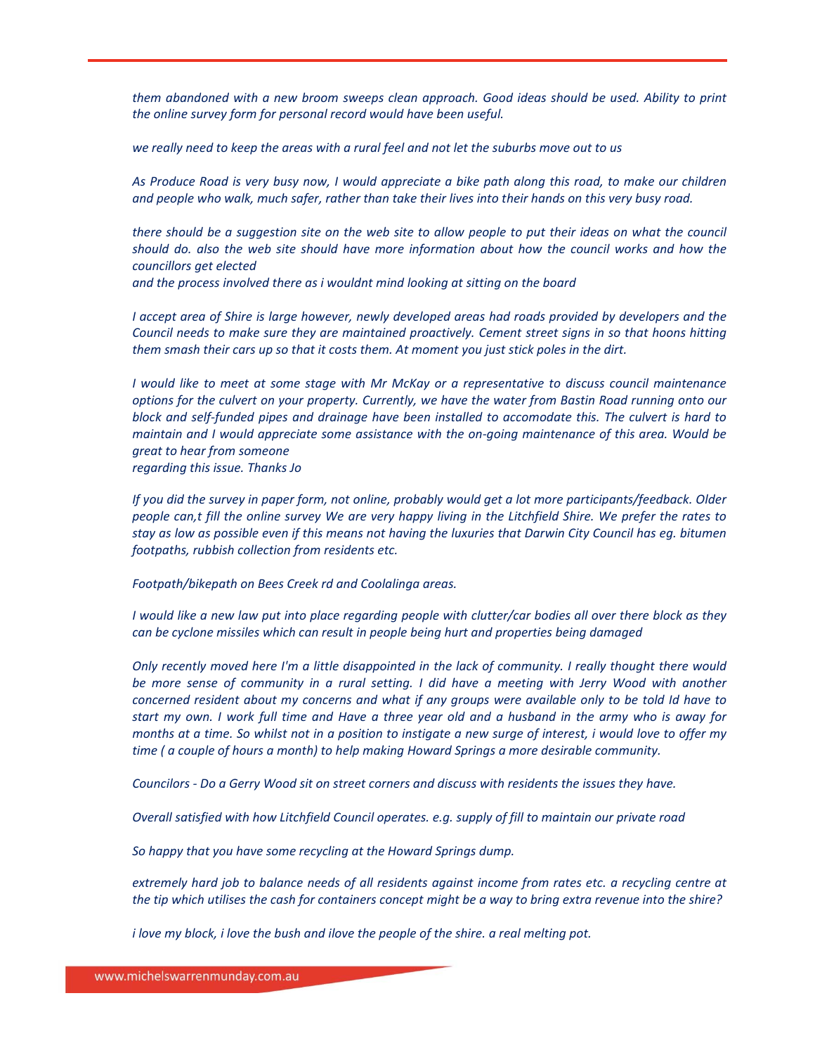*them abandoned with a new broom sweeps clean approach. Good ideas should be used. Ability to print the online survey form for personal record would have been useful.*

*we really need to keep the areas with a rural feel and not let the suburbs move out to us*

*As Produce Road is very busy now, I would appreciate a bike path along this road, to make our children and people who walk, much safer, rather than take their lives into their hands on this very busy road.*

*there should be a suggestion site on the web site to allow people to put their ideas on what the council should do. also the web site should have more information about how the council works and how the councillors get elected*
*and the process involved there as i wouldnt mind looking at sitting on the board*

*I accept area of Shire is large however, newly developed areas had roads provided by developers and the Council needs to make sure they are maintained proactively. Cement street signs in so that hoons hitting them smash their cars up so that it costs them. At moment you just stick poles in the dirt.*

*I would like to meet at some stage with Mr McKay or a representative to discuss council maintenance options for the culvert on your property. Currently, we have the water from Bastin Road running onto our block and self-funded pipes and drainage have been installed to accomodate this. The culvert is hard to maintain and I would appreciate some assistance with the on-going maintenance of this area. Would be great to hear from someone*
*regarding this issue. Thanks Jo*

*If you did the survey in paper form, not online, probably would get a lot more participants/feedback. Older people can,t fill the online survey We are very happy living in the Litchfield Shire. We prefer the rates to stay as low as possible even if this means not having the luxuries that Darwin City Council has eg. bitumen footpaths, rubbish collection from residents etc.*

*Footpath/bikepath on Bees Creek rd and Coolalinga areas.*

*I would like a new law put into place regarding people with clutter/car bodies all over there block as they can be cyclone missiles which can result in people being hurt and properties being damaged*

*Only recently moved here I'm a little disappointed in the lack of community. I really thought there would be more sense of community in a rural setting. I did have a meeting with Jerry Wood with another concerned resident about my concerns and what if any groups were available only to be told Id have to start my own. I work full time and Have a three year old and a husband in the army who is away for months at a time. So whilst not in a position to instigate a new surge of interest, i would love to offer my time ( a couple of hours a month) to help making Howard Springs a more desirable community.*

*Councilors - Do a Gerry Wood sit on street corners and discuss with residents the issues they have.*

*Overall satisfied with how Litchfield Council operates. e.g. supply of fill to maintain our private road*

*So happy that you have some recycling at the Howard Springs dump.*

*extremely hard job to balance needs of all residents against income from rates etc. a recycling centre at the tip which utilises the cash for containers concept might be a way to bring extra revenue into the shire?*

*i love my block, i love the bush and ilove the people of the shire. a real melting pot.*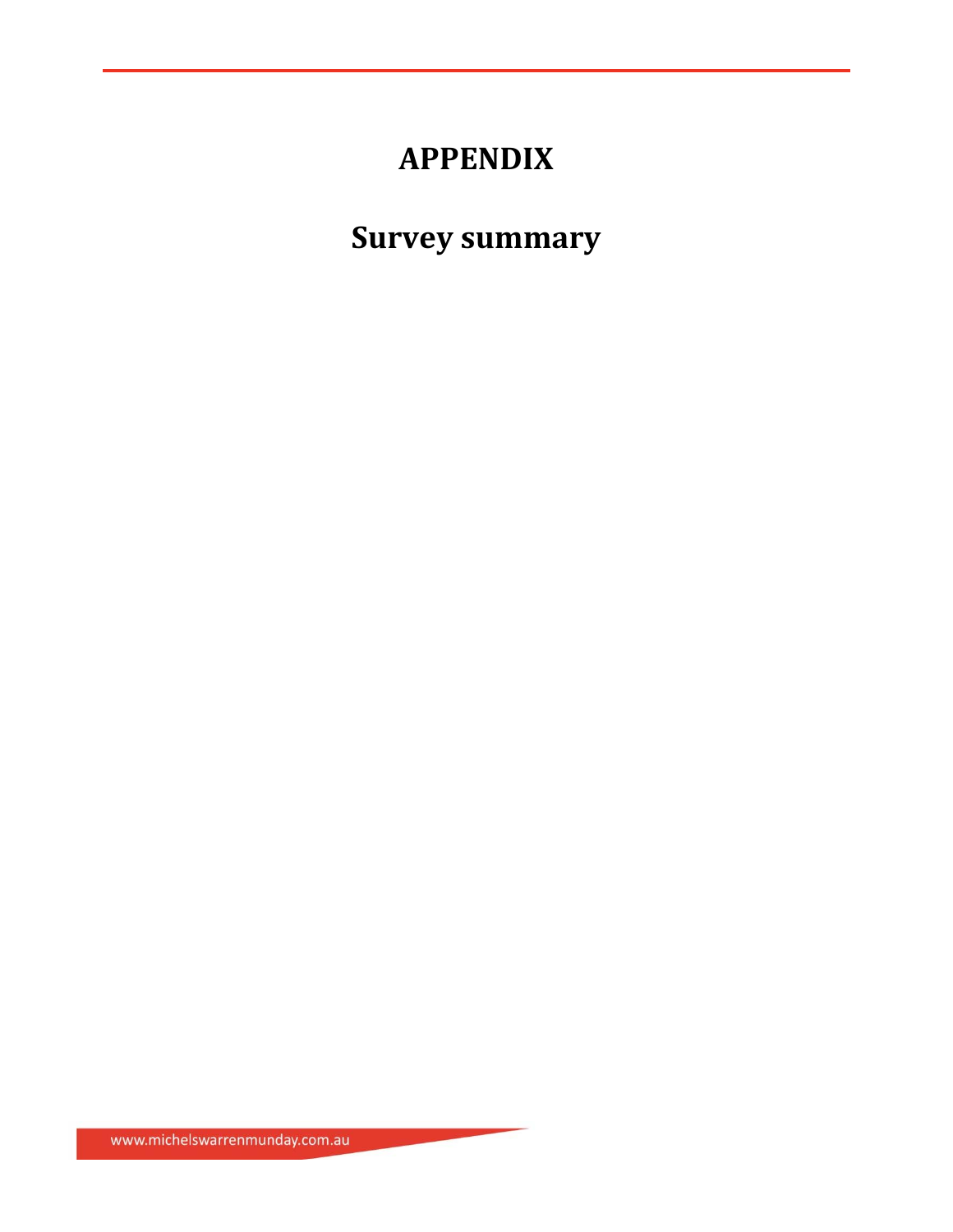# APPENDIX

## Survey summary